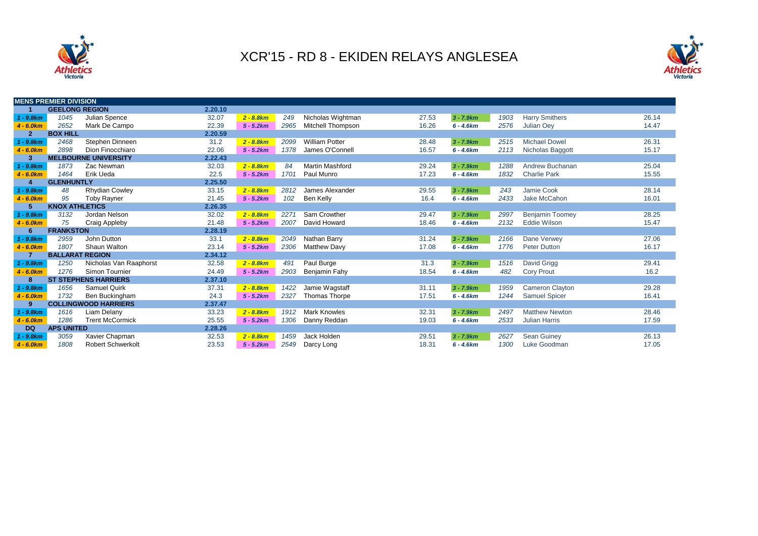# XCR'15 - RD 8 - EKIDEN RELAYS ANGLESEA

| MENS PREMIER DIVISION | | | | | | | | | | | | |
|---|---|---|---|---|---|---|---|---|---|---|---|---|
| **1** | **GEELONG REGION** | | **2.20.10** | | | | | | | | | |
| 1 - 9.8km | 1045 | Julian Spence | 32.07 | 2 - 8.8km | 249 | Nicholas Wightman | 27.53 | 3 - 7.9km | 1903 | Harry Smithers | 26.14 |
| 4 - 6.0km | 2652 | Mark De Campo | 22.39 | 5 - 5.2km | 2965 | Mitchell Thompson | 16.26 | 6 - 4.6km | 2576 | Julian Oey | 14.47 |
| **2** | **BOX HILL** | | **2.20.59** | | | | | | | | |
| 1 - 9.8km | 2468 | Stephen Dinneen | 31.2 | 2 - 8.8km | 2099 | William Potter | 28.48 | 3 - 7.9km | 2515 | Michael Dowel | 26.31 |
| 4 - 6.0km | 2898 | Dion Finocchiaro | 22.06 | 5 - 5.2km | 1378 | James O'Connell | 16.57 | 6 - 4.6km | 2113 | Nicholas Baggott | 15.17 |
| **3** | **MELBOURNE UNIVERSITY** | | **2.22.43** | | | | | | | | |
| 1 - 9.8km | 1873 | Zac Newman | 32.03 | 2 - 8.8km | 84 | Martin Mashford | 29.24 | 3 - 7.9km | 1288 | Andrew Buchanan | 25.04 |
| 4 - 6.0km | 1464 | Erik Ueda | 22.5 | 5 - 5.2km | 1701 | Paul Munro | 17.23 | 6 - 4.6km | 1832 | Charlie Park | 15.55 |
| **4** | **GLENHUNTLY** | | **2.25.50** | | | | | | | | |
| 1 - 9.8km | 48 | Rhydian Cowley | 33.15 | 2 - 8.8km | 2812 | James Alexander | 29.55 | 3 - 7.9km | 243 | Jamie Cook | 28.14 |
| 4 - 6.0km | 95 | Toby Rayner | 21.45 | 5 - 5.2km | 102 | Ben Kelly | 16.4 | 6 - 4.6km | 2433 | Jake McCahon | 16.01 |
| **5** | **KNOX ATHLETICS** | | **2.26.35** | | | | | | | | |
| 1 - 9.8km | 3132 | Jordan Nelson | 32.02 | 2 - 8.8km | 2271 | Sam Crowther | 29.47 | 3 - 7.9km | 2997 | Benjamin Toomey | 28.25 |
| 4 - 6.0km | 75 | Craig Appleby | 21.48 | 5 - 5.2km | 2007 | David Howard | 18.46 | 6 - 4.6km | 2132 | Eddie Wilson | 15.47 |
| **6** | **FRANKSTON** | | **2.28.19** | | | | | | | | |
| 1 - 9.8km | 2959 | John Dutton | 33.1 | 2 - 8.8km | 2049 | Nathan Barry | 31.24 | 3 - 7.9km | 2166 | Dane Verwey | 27.06 |
| 4 - 6.0km | 1807 | Shaun Walton | 23.14 | 5 - 5.2km | 2306 | Matthew Davy | 17.08 | 6 - 4.6km | 1776 | Peter Dutton | 16.17 |
| **7** | **BALLARAT REGION** | | **2.34.12** | | | | | | | | |
| 1 - 9.8km | 1250 | Nicholas Van Raaphorst | 32.58 | 2 - 8.8km | 491 | Paul Burge | 31.3 | 3 - 7.9km | 1516 | David Grigg | 29.41 |
| 4 - 6.0km | 1276 | Simon Tournier | 24.49 | 5 - 5.2km | 2903 | Benjamin Fahy | 18.54 | 6 - 4.6km | 482 | Cory Prout | 16.2 |
| **8** | **ST STEPHENS HARRIERS** | | **2.37.10** | | | | | | | | |
| 1 - 9.8km | 1656 | Samuel Quirk | 37.31 | 2 - 8.8km | 1422 | Jamie Wagstaff | 31.11 | 3 - 7.9km | 1959 | Cameron Clayton | 29.28 |
| 4 - 6.0km | 1732 | Ben Buckingham | 24.3 | 5 - 5.2km | 2327 | Thomas Thorpe | 17.51 | 6 - 4.6km | 1244 | Samuel Spicer | 16.41 |
| **9** | **COLLINGWOOD HARRIERS** | | **2.37.47** | | | | | | | | |
| 1 - 9.8km | 1616 | Liam Delany | 33.23 | 2 - 8.8km | 1912 | Mark Knowles | 32.31 | 3 - 7.9km | 2497 | Matthew Newton | 28.46 |
| 4 - 6.0km | 1286 | Trent McCormick | 25.55 | 5 - 5.2km | 1306 | Danny Reddan | 19.03 | 6 - 4.6km | 2533 | Julian Harris | 17.59 |
| **DQ** | **APS UNITED** | | **2.28.26** | | | | | | | | |
| 1 - 9.8km | 3059 | Xavier Chapman | 32.53 | 2 - 8.8km | 1459 | Jack Holden | 29.51 | 3 - 7.9km | 2627 | Sean Guiney | 26.13 |
| 4 - 6.0km | 1808 | Robert Schwerkolt | 23.53 | 5 - 5.2km | 2549 | Darcy Long | 18.31 | 6 - 4.6km | 1300 | Luke Goodman | 17.05 |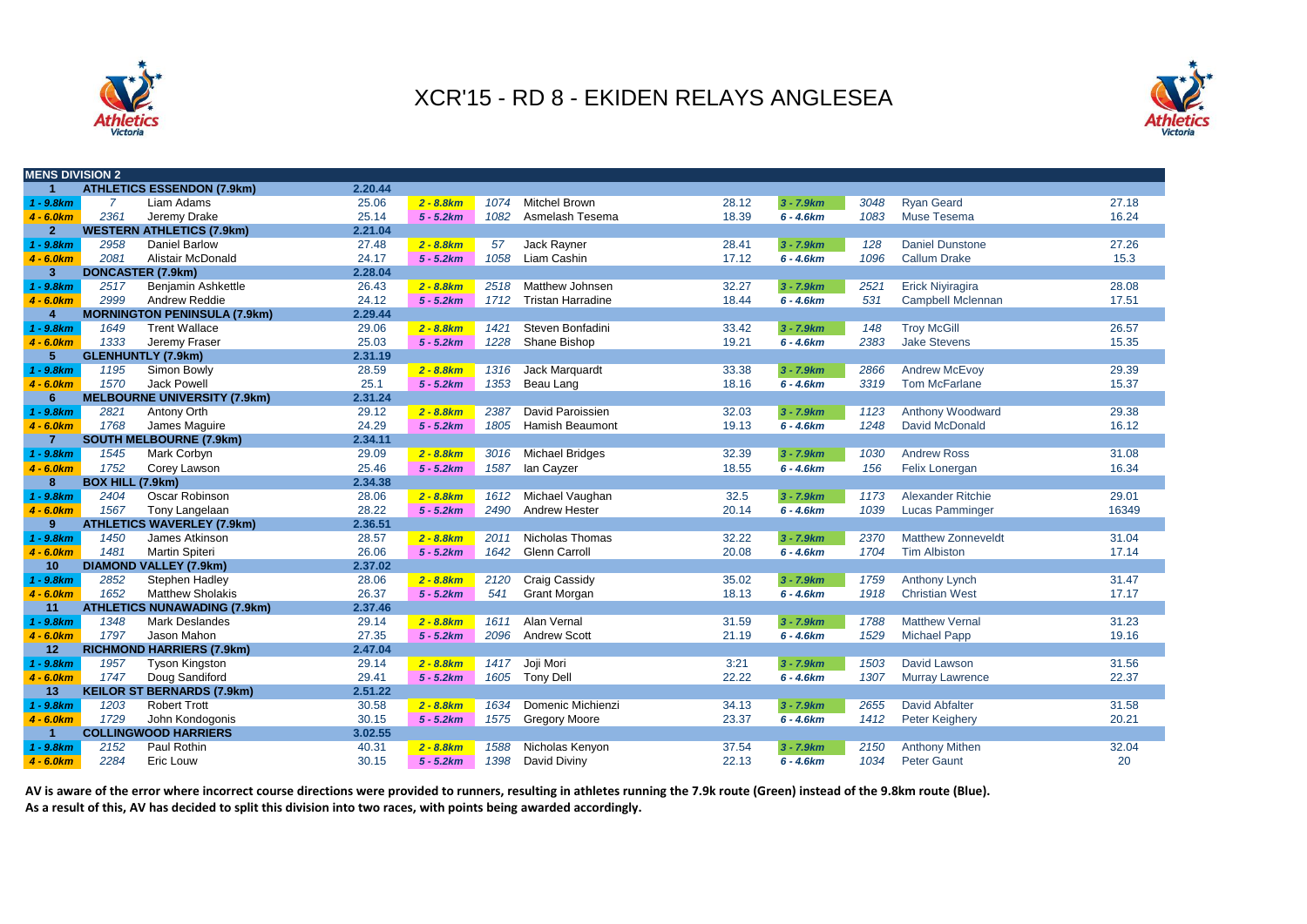# XCR'15 - RD 8 - EKIDEN RELAYS ANGLESEA

**MENS DIVISION 2**

| Leg | Bib | Name | Time | Leg | Bib | Name | Time | Leg | Bib | Name | Time |
|---|---|---|---|---|---|---|---|---|---|---|---|
| **1** | **ATHLETICS ESSENDON (7.9km)** | | **2.20.44** | | | | | | | | |
| 1 - 9.8km | 7 | Liam Adams | 25.06 | 2 - 8.8km | 1074 | Mitchel Brown | 28.12 | 3 - 7.9km | 3048 | Ryan Geard | 27.18 |
| 4 - 6.0km | 2361 | Jeremy Drake | 25.14 | 5 - 5.2km | 1082 | Asmelash Tesema | 18.39 | 6 - 4.6km | 1083 | Muse Tesema | 16.24 |
| **2** | **WESTERN ATHLETICS (7.9km)** | | **2.21.04** | | | | | | | | |
| 1 - 9.8km | 2958 | Daniel Barlow | 27.48 | 2 - 8.8km | 57 | Jack Rayner | 28.41 | 3 - 7.9km | 128 | Daniel Dunstone | 27.26 |
| 4 - 6.0km | 2081 | Alistair McDonald | 24.17 | 5 - 5.2km | 1058 | Liam Cashin | 17.12 | 6 - 4.6km | 1096 | Callum Drake | 15.3 |
| **3** | **DONCASTER (7.9km)** | | **2.28.04** | | | | | | | | |
| 1 - 9.8km | 2517 | Benjamin Ashkettle | 26.43 | 2 - 8.8km | 2518 | Matthew Johnsen | 32.27 | 3 - 7.9km | 2521 | Erick Niyiragira | 28.08 |
| 4 - 6.0km | 2999 | Andrew Reddie | 24.12 | 5 - 5.2km | 1712 | Tristan Harradine | 18.44 | 6 - 4.6km | 531 | Campbell Mclennan | 17.51 |
| **4** | **MORNINGTON PENINSULA (7.9km)** | | **2.29.44** | | | | | | | | |
| 1 - 9.8km | 1649 | Trent Wallace | 29.06 | 2 - 8.8km | 1421 | Steven Bonfadini | 33.42 | 3 - 7.9km | 148 | Troy McGill | 26.57 |
| 4 - 6.0km | 1333 | Jeremy Fraser | 25.03 | 5 - 5.2km | 1228 | Shane Bishop | 19.21 | 6 - 4.6km | 2383 | Jake Stevens | 15.35 |
| **5** | **GLENHUNTLY (7.9km)** | | **2.31.19** | | | | | | | | |
| 1 - 9.8km | 1195 | Simon Bowly | 28.59 | 2 - 8.8km | 1316 | Jack Marquardt | 33.38 | 3 - 7.9km | 2866 | Andrew McEvoy | 29.39 |
| 4 - 6.0km | 1570 | Jack Powell | 25.1 | 5 - 5.2km | 1353 | Beau Lang | 18.16 | 6 - 4.6km | 3319 | Tom McFarlane | 15.37 |
| **6** | **MELBOURNE UNIVERSITY (7.9km)** | | **2.31.24** | | | | | | | | |
| 1 - 9.8km | 2821 | Antony Orth | 29.12 | 2 - 8.8km | 2387 | David Paroissien | 32.03 | 3 - 7.9km | 1123 | Anthony Woodward | 29.38 |
| 4 - 6.0km | 1768 | James Maguire | 24.29 | 5 - 5.2km | 1805 | Hamish Beaumont | 19.13 | 6 - 4.6km | 1248 | David McDonald | 16.12 |
| **7** | **SOUTH MELBOURNE (7.9km)** | | **2.34.11** | | | | | | | | |
| 1 - 9.8km | 1545 | Mark Corbyn | 29.09 | 2 - 8.8km | 3016 | Michael Bridges | 32.39 | 3 - 7.9km | 1030 | Andrew Ross | 31.08 |
| 4 - 6.0km | 1752 | Corey Lawson | 25.46 | 5 - 5.2km | 1587 | Ian Cayzer | 18.55 | 6 - 4.6km | 156 | Felix Lonergan | 16.34 |
| **8** | **BOX HILL (7.9km)** | | **2.34.38** | | | | | | | | |
| 1 - 9.8km | 2404 | Oscar Robinson | 28.06 | 2 - 8.8km | 1612 | Michael Vaughan | 32.5 | 3 - 7.9km | 1173 | Alexander Ritchie | 29.01 |
| 4 - 6.0km | 1567 | Tony Langelaan | 28.22 | 5 - 5.2km | 2490 | Andrew Hester | 20.14 | 6 - 4.6km | 1039 | Lucas Pamminger | 16349 |
| **9** | **ATHLETICS WAVERLEY (7.9km)** | | **2.36.51** | | | | | | | | |
| 1 - 9.8km | 1450 | James Atkinson | 28.57 | 2 - 8.8km | 2011 | Nicholas Thomas | 32.22 | 3 - 7.9km | 2370 | Matthew Zonneveldt | 31.04 |
| 4 - 6.0km | 1481 | Martin Spiteri | 26.06 | 5 - 5.2km | 1642 | Glenn Carroll | 20.08 | 6 - 4.6km | 1704 | Tim Albiston | 17.14 |
| **10** | **DIAMOND VALLEY (7.9km)** | | **2.37.02** | | | | | | | | |
| 1 - 9.8km | 2852 | Stephen Hadley | 28.06 | 2 - 8.8km | 2120 | Craig Cassidy | 35.02 | 3 - 7.9km | 1759 | Anthony Lynch | 31.47 |
| 4 - 6.0km | 1652 | Matthew Sholakis | 26.37 | 5 - 5.2km | 541 | Grant Morgan | 18.13 | 6 - 4.6km | 1918 | Christian West | 17.17 |
| **11** | **ATHLETICS NUNAWADING (7.9km)** | | **2.37.46** | | | | | | | | |
| 1 - 9.8km | 1348 | Mark Deslandes | 29.14 | 2 - 8.8km | 1611 | Alan Vernal | 31.59 | 3 - 7.9km | 1788 | Matthew Vernal | 31.23 |
| 4 - 6.0km | 1797 | Jason Mahon | 27.35 | 5 - 5.2km | 2096 | Andrew Scott | 21.19 | 6 - 4.6km | 1529 | Michael Papp | 19.16 |
| **12** | **RICHMOND HARRIERS (7.9km)** | | **2.47.04** | | | | | | | | |
| 1 - 9.8km | 1957 | Tyson Kingston | 29.14 | 2 - 8.8km | 1417 | Joji Mori | 3:21 | 3 - 7.9km | 1503 | David Lawson | 31.56 |
| 4 - 6.0km | 1747 | Doug Sandiford | 29.41 | 5 - 5.2km | 1605 | Tony Dell | 22.22 | 6 - 4.6km | 1307 | Murray Lawrence | 22.37 |
| **13** | **KEILOR ST BERNARDS (7.9km)** | | **2.51.22** | | | | | | | | |
| 1 - 9.8km | 1203 | Robert Trott | 30.58 | 2 - 8.8km | 1634 | Domenic Michienzi | 34.13 | 3 - 7.9km | 2655 | David Abfalter | 31.58 |
| 4 - 6.0km | 1729 | John Kondogonis | 30.15 | 5 - 5.2km | 1575 | Gregory Moore | 23.37 | 6 - 4.6km | 1412 | Peter Keighery | 20.21 |
| **1** | **COLLINGWOOD HARRIERS** | | **3.02.55** | | | | | | | | |
| 1 - 9.8km | 2152 | Paul Rothin | 40.31 | 2 - 8.8km | 1588 | Nicholas Kenyon | 37.54 | 3 - 7.9km | 2150 | Anthony Mithen | 32.04 |
| 4 - 6.0km | 2284 | Eric Louw | 30.15 | 5 - 5.2km | 1398 | David Diviny | 22.13 | 6 - 4.6km | 1034 | Peter Gaunt | 20 |

**AV is aware of the error where incorrect course directions were provided to runners, resulting in athletes running the 7.9k route (Green) instead of the 9.8km route (Blue).**
**As a result of this, AV has decided to split this division into two races, with points being awarded accordingly.**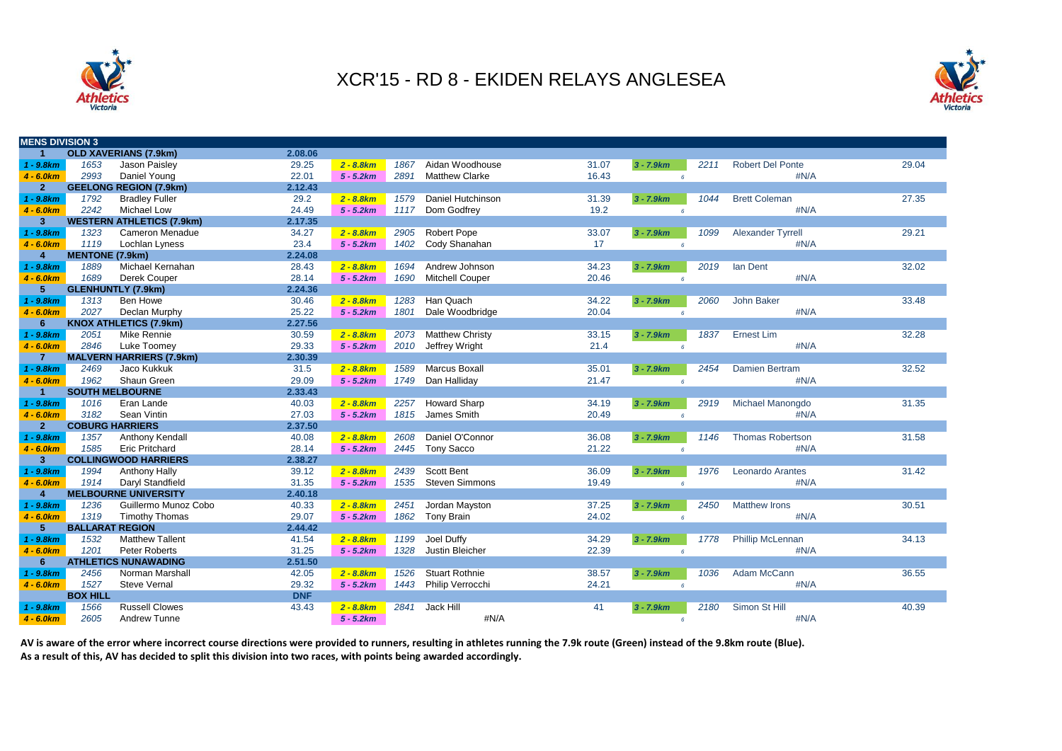# XCR'15 - RD 8 - EKIDEN RELAYS ANGLESEA

| MENS DIVISION 3 | | | | | | | | | | | | |
|---|---|---|---|---|---|---|---|---|---|---|---|---|
| 1 | OLD XAVERIANS (7.9km) | | 2.08.06 | | | | | | | | | |
| 1 - 9.8km | 1653 | Jason Paisley | 29.25 | 2 - 8.8km | 1867 | Aidan Woodhouse | 31.07 | 3 - 7.9km | 2211 | Robert Del Ponte | | 29.04 |
| 4 - 6.0km | 2993 | Daniel Young | 22.01 | 5 - 5.2km | 2891 | Matthew Clarke | 16.43 | 6 | | | #N/A | |
| 2 | GEELONG REGION (7.9km) | | 2.12.43 | | | | | | | | | |
| 1 - 9.8km | 1792 | Bradley Fuller | 29.2 | 2 - 8.8km | 1579 | Daniel Hutchinson | 31.39 | 3 - 7.9km | 1044 | Brett Coleman | | 27.35 |
| 4 - 6.0km | 2242 | Michael Low | 24.49 | 5 - 5.2km | 1117 | Dom Godfrey | 19.2 | 6 | | | #N/A | |
| 3 | WESTERN ATHLETICS (7.9km) | | 2.17.35 | | | | | | | | | |
| 1 - 9.8km | 1323 | Cameron Menadue | 34.27 | 2 - 8.8km | 2905 | Robert Pope | 33.07 | 3 - 7.9km | 1099 | Alexander Tyrrell | | 29.21 |
| 4 - 6.0km | 1119 | Lochlan Lyness | 23.4 | 5 - 5.2km | 1402 | Cody Shanahan | 17 | 6 | | | #N/A | |
| 4 | MENTONE (7.9km) | | 2.24.08 | | | | | | | | | |
| 1 - 9.8km | 1889 | Michael Kernahan | 28.43 | 2 - 8.8km | 1694 | Andrew Johnson | 34.23 | 3 - 7.9km | 2019 | Ian Dent | | 32.02 |
| 4 - 6.0km | 1689 | Derek Couper | 28.14 | 5 - 5.2km | 1690 | Mitchell Couper | 20.46 | 6 | | | #N/A | |
| 5 | GLENHUNTLY (7.9km) | | 2.24.36 | | | | | | | | | |
| 1 - 9.8km | 1313 | Ben Howe | 30.46 | 2 - 8.8km | 1283 | Han Quach | 34.22 | 3 - 7.9km | 2060 | John Baker | | 33.48 |
| 4 - 6.0km | 2027 | Declan Murphy | 25.22 | 5 - 5.2km | 1801 | Dale Woodbridge | 20.04 | 6 | | | #N/A | |
| 6 | KNOX ATHLETICS (7.9km) | | 2.27.56 | | | | | | | | | |
| 1 - 9.8km | 2051 | Mike Rennie | 30.59 | 2 - 8.8km | 2073 | Matthew Christy | 33.15 | 3 - 7.9km | 1837 | Ernest Lim | | 32.28 |
| 4 - 6.0km | 2846 | Luke Toomey | 29.33 | 5 - 5.2km | 2010 | Jeffrey Wright | 21.4 | 6 | | | #N/A | |
| 7 | MALVERN HARRIERS (7.9km) | | 2.30.39 | | | | | | | | | |
| 1 - 9.8km | 2469 | Jaco Kukkuk | 31.5 | 2 - 8.8km | 1589 | Marcus Boxall | 35.01 | 3 - 7.9km | 2454 | Damien Bertram | | 32.52 |
| 4 - 6.0km | 1962 | Shaun Green | 29.09 | 5 - 5.2km | 1749 | Dan Halliday | 21.47 | 6 | | | #N/A | |
| 1 | SOUTH MELBOURNE | | 2.33.43 | | | | | | | | | |
| 1 - 9.8km | 1016 | Eran Lande | 40.03 | 2 - 8.8km | 2257 | Howard Sharp | 34.19 | 3 - 7.9km | 2919 | Michael Manongdo | | 31.35 |
| 4 - 6.0km | 3182 | Sean Vintin | 27.03 | 5 - 5.2km | 1815 | James Smith | 20.49 | 6 | | | #N/A | |
| 2 | COBURG HARRIERS | | 2.37.50 | | | | | | | | | |
| 1 - 9.8km | 1357 | Anthony Kendall | 40.08 | 2 - 8.8km | 2608 | Daniel O'Connor | 36.08 | 3 - 7.9km | 1146 | Thomas Robertson | | 31.58 |
| 4 - 6.0km | 1585 | Eric Pritchard | 28.14 | 5 - 5.2km | 2445 | Tony Sacco | 21.22 | 6 | | | #N/A | |
| 3 | COLLINGWOOD HARRIERS | | 2.38.27 | | | | | | | | | |
| 1 - 9.8km | 1994 | Anthony Hally | 39.12 | 2 - 8.8km | 2439 | Scott Bent | 36.09 | 3 - 7.9km | 1976 | Leonardo Arantes | | 31.42 |
| 4 - 6.0km | 1914 | Daryl Standfield | 31.35 | 5 - 5.2km | 1535 | Steven Simmons | 19.49 | 6 | | | #N/A | |
| 4 | MELBOURNE UNIVERSITY | | 2.40.18 | | | | | | | | | |
| 1 - 9.8km | 1236 | Guillermo Munoz Cobo | 40.33 | 2 - 8.8km | 2451 | Jordan Mayston | 37.25 | 3 - 7.9km | 2450 | Matthew Irons | | 30.51 |
| 4 - 6.0km | 1319 | Timothy Thomas | 29.07 | 5 - 5.2km | 1862 | Tony Brain | 24.02 | 6 | | | #N/A | |
| 5 | BALLARAT REGION | | 2.44.42 | | | | | | | | | |
| 1 - 9.8km | 1532 | Matthew Tallent | 41.54 | 2 - 8.8km | 1199 | Joel Duffy | 34.29 | 3 - 7.9km | 1778 | Phillip McLennan | | 34.13 |
| 4 - 6.0km | 1201 | Peter Roberts | 31.25 | 5 - 5.2km | 1328 | Justin Bleicher | 22.39 | 6 | | | #N/A | |
| 6 | ATHLETICS NUNAWADING | | 2.51.50 | | | | | | | | | |
| 1 - 9.8km | 2456 | Norman Marshall | 42.05 | 2 - 8.8km | 1526 | Stuart Rothnie | 38.57 | 3 - 7.9km | 1036 | Adam McCann | | 36.55 |
| 4 - 6.0km | 1527 | Steve Vernal | 29.32 | 5 - 5.2km | 1443 | Philip Verrocchi | 24.21 | 6 | | | #N/A | |
| | BOX HILL | | DNF | | | | | | | | | |
| 1 - 9.8km | 1566 | Russell Clowes | 43.43 | 2 - 8.8km | 2841 | Jack Hill | 41 | 3 - 7.9km | 2180 | Simon St Hill | | 40.39 |
| 4 - 6.0km | 2605 | Andrew Tunne | | 5 - 5.2km | | #N/A | | 6 | | | #N/A | |

**AV is aware of the error where incorrect course directions were provided to runners, resulting in athletes running the 7.9k route (Green) instead of the 9.8km route (Blue).**
**As a result of this, AV has decided to split this division into two races, with points being awarded accordingly.**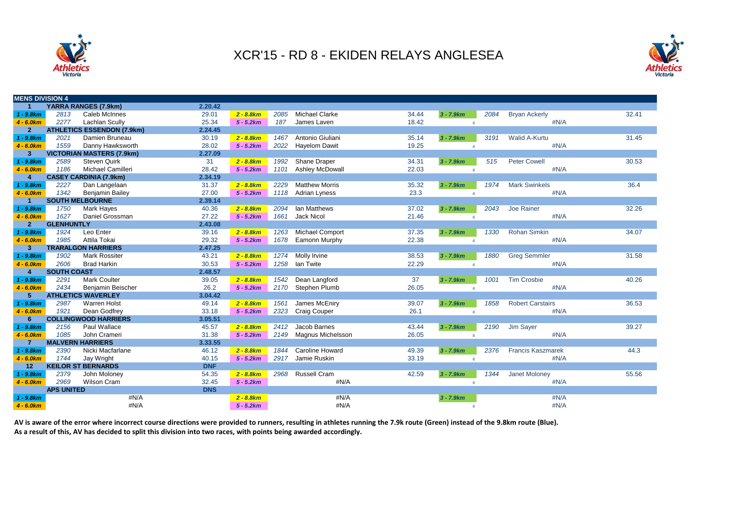# XCR'15 - RD 8 - EKIDEN RELAYS ANGLESEA

| MENS DIVISION 4 | | | | | | | | | | | | |
|---|---|---|---|---|---|---|---|---|---|---|---|---|
| 1 | YARRA RANGES (7.9km) | | 2.20.42 | | | | | | | | | |
| 1 - 9.8km | 2813 | Caleb McInnes | 29.01 | 2 - 8.8km | 2085 | Michael Clarke | 34.44 | 3 - 7.9km | 2084 | Bryan Ackerly | | 32.41 |
| 4 - 6.0km | 2277 | Lachlan Scully | 25.34 | 5 - 5.2km | 187 | James Laven | 18.42 | 6 | | | #N/A | |
| 2 | ATHLETICS ESSENDON (7.9km) | | 2.24.45 | | | | | | | | | |
| 1 - 9.8km | 2021 | Damien Bruneau | 30.19 | 2 - 8.8km | 1467 | Antonio Giuliani | 35.14 | 3 - 7.9km | 3191 | Walid A-Kurtu | | 31.45 |
| 4 - 6.0km | 1559 | Danny Hawksworth | 28.02 | 5 - 5.2km | 2022 | Hayelom Dawit | 19.25 | 6 | | | #N/A | |
| 3 | VICTORIAN MASTERS (7.9km) | | 2.27.09 | | | | | | | | | |
| 1 - 9.8km | 2589 | Steven Quirk | 31 | 2 - 8.8km | 1992 | Shane Draper | 34.31 | 3 - 7.9km | 515 | Peter Cowell | | 30.53 |
| 4 - 6.0km | 1186 | Michael Camilleri | 28.42 | 5 - 5.2km | 1101 | Ashley McDowall | 22.03 | 6 | | | #N/A | |
| 4 | CASEY CARDINIA (7.9km) | | 2.34.19 | | | | | | | | | |
| 1 - 9.8km | 2227 | Dan Langelaan | 31.37 | 2 - 8.8km | 2229 | Matthew Morris | 35.32 | 3 - 7.9km | 1974 | Mark Swinkels | | 36.4 |
| 4 - 6.0km | 1342 | Benjamin Bailey | 27.00 | 5 - 5.2km | 1118 | Adrian Lyness | 23.3 | 6 | | | #N/A | |
| 1 | SOUTH MELBOURNE | | 2.39.14 | | | | | | | | | |
| 1 - 9.8km | 1750 | Mark Hayes | 40.36 | 2 - 8.8km | 2094 | Ian Matthews | 37.02 | 3 - 7.9km | 2043 | Joe Rainer | | 32.26 |
| 4 - 6.0km | 1627 | Daniel Grossman | 27.22 | 5 - 5.2km | 1661 | Jack Nicol | 21.46 | 6 | | | #N/A | |
| 2 | GLENHUNTLY | | 2.43.08 | | | | | | | | | |
| 1 - 9.8km | 1924 | Leo Enter | 39.16 | 2 - 8.8km | 1263 | Michael Comport | 37.35 | 3 - 7.9km | 1330 | Rohan Simkin | | 34.07 |
| 4 - 6.0km | 1985 | Attila Tokai | 29.32 | 5 - 5.2km | 1678 | Eamonn Murphy | 22.38 | 6 | | | #N/A | |
| 3 | TRARALGON HARRIERS | | 2.47.25 | | | | | | | | | |
| 1 - 9.8km | 1902 | Mark Rossiter | 43.21 | 2 - 8.8km | 1274 | Molly Irvine | 38.53 | 3 - 7.9km | 1880 | Greg Semmler | | 31.58 |
| 4 - 6.0km | 2606 | Brad Harkin | 30.53 | 5 - 5.2km | 1258 | Ian Twite | 22.29 | 6 | | | #N/A | |
| 4 | SOUTH COAST | | 2.48.57 | | | | | | | | | |
| 1 - 9.8km | 2291 | Mark Coulter | 39.05 | 2 - 8.8km | 1542 | Dean Langford | 37 | 3 - 7.9km | 1001 | Tim Crosbie | | 40.26 |
| 4 - 6.0km | 2434 | Benjamin Beischer | 26.2 | 5 - 5.2km | 2170 | Stephen Plumb | 26.05 | 6 | | | #N/A | |
| 5 | ATHLETICS WAVERLEY | | 3.04.42 | | | | | | | | | |
| 1 - 9.8km | 2987 | Warren Holst | 49.14 | 2 - 8.8km | 1561 | James McEniry | 39.07 | 3 - 7.9km | 1858 | Robert Carstairs | | 36.53 |
| 4 - 6.0km | 1921 | Dean Godfrey | 33.18 | 5 - 5.2km | 2323 | Craig Couper | 26.1 | 6 | | | #N/A | |
| 6 | COLLINGWOOD HARRIERS | | 3.05.51 | | | | | | | | | |
| 1 - 9.8km | 2156 | Paul Wallace | 45.57 | 2 - 8.8km | 2412 | Jacob Barnes | 43.44 | 3 - 7.9km | 2190 | Jim Sayer | | 39.27 |
| 4 - 6.0km | 1085 | John Crameri | 31.38 | 5 - 5.2km | 2149 | Magnus Michelsson | 26.05 | 6 | | | #N/A | |
| 7 | MALVERN HARRIERS | | 3.33.55 | | | | | | | | | |
| 1 - 9.8km | 2390 | Nicki Macfarlane | 46.12 | 2 - 8.8km | 1844 | Caroline Howard | 49.39 | 3 - 7.9km | 2376 | Francis Kaszmarek | | 44.3 |
| 4 - 6.0km | 1744 | Jay Wright | 40.15 | 5 - 5.2km | 2917 | Jamie Ruskin | 33.19 | 6 | | | #N/A | |
| 12 | KEILOR ST BERNARDS | | DNF | | | | | | | | | |
| 1 - 9.8km | 2379 | John Moloney | 54.35 | 2 - 8.8km | 2968 | Russell Cram | 42.59 | 3 - 7.9km | 1344 | Janet Moloney | | 55.56 |
| 4 - 6.0km | 2969 | Wilson Cram | 32.45 | 5 - 5.2km | | #N/A | | 6 | | | #N/A | |
| | APS UNITED | | DNS | | | | | | | | | |
| 1 - 9.8km | | #N/A | | 2 - 8.8km | | #N/A | | 3 - 7.9km | | | #N/A | |
| 4 - 6.0km | | #N/A | | 5 - 5.2km | | #N/A | | 6 | | | #N/A | |

**AV is aware of the error where incorrect course directions were provided to runners, resulting in athletes running the 7.9k route (Green) instead of the 9.8km route (Blue).**
**As a result of this, AV has decided to split this division into two races, with points being awarded accordingly.**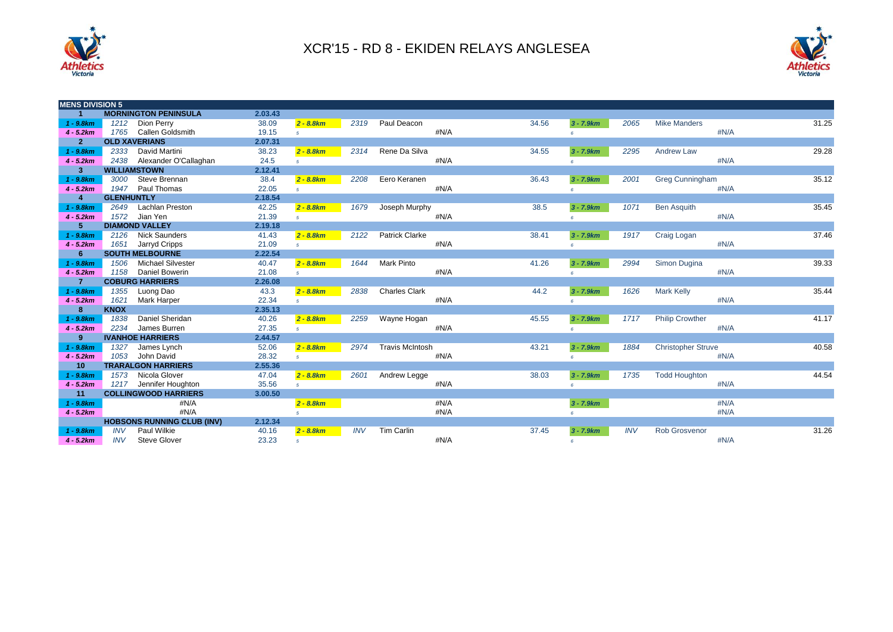# XCR'15 - RD 8 - EKIDEN RELAYS ANGLESEA

| MENS DIVISION 5 | | | | | | | | | | | | |
|---|---|---|---|---|---|---|---|---|---|---|---|---|
| 1 | MORNINGTON PENINSULA | | 2.03.43 | | | | | | | | | |
| 1 - 9.8km | 1212 | Dion Perry | 38.09 | 2 - 8.8km | 2319 | Paul Deacon | | 34.56 | 3 - 7.9km | 2065 | Mike Manders | 31.25 |
| 4 - 5.2km | 1765 | Callen Goldsmith | 19.15 | 5 | | | #N/A | | 6 | | #N/A | |
| 2 | OLD XAVERIANS | | 2.07.31 | | | | | | | | | |
| 1 - 9.8km | 2333 | David Martini | 38.23 | 2 - 8.8km | 2314 | Rene Da Silva | | 34.55 | 3 - 7.9km | 2295 | Andrew Law | 29.28 |
| 4 - 5.2km | 2438 | Alexander O'Callaghan | 24.5 | 5 | | | #N/A | | 6 | | #N/A | |
| 3 | WILLIAMSTOWN | | 2.12.41 | | | | | | | | | |
| 1 - 9.8km | 3000 | Steve Brennan | 38.4 | 2 - 8.8km | 2208 | Eero Keranen | | 36.43 | 3 - 7.9km | 2001 | Greg Cunningham | 35.12 |
| 4 - 5.2km | 1947 | Paul Thomas | 22.05 | 5 | | | #N/A | | 6 | | #N/A | |
| 4 | GLENHUNTLY | | 2.18.54 | | | | | | | | | |
| 1 - 9.8km | 2649 | Lachlan Preston | 42.25 | 2 - 8.8km | 1679 | Joseph Murphy | | 38.5 | 3 - 7.9km | 1071 | Ben Asquith | 35.45 |
| 4 - 5.2km | 1572 | Jian Yen | 21.39 | 5 | | | #N/A | | 6 | | #N/A | |
| 5 | DIAMOND VALLEY | | 2.19.18 | | | | | | | | | |
| 1 - 9.8km | 2126 | Nick Saunders | 41.43 | 2 - 8.8km | 2122 | Patrick Clarke | | 38.41 | 3 - 7.9km | 1917 | Craig Logan | 37.46 |
| 4 - 5.2km | 1651 | Jarryd Cripps | 21.09 | 5 | | | #N/A | | 6 | | #N/A | |
| 6 | SOUTH MELBOURNE | | 2.22.54 | | | | | | | | | |
| 1 - 9.8km | 1506 | Michael Silvester | 40.47 | 2 - 8.8km | 1644 | Mark Pinto | | 41.26 | 3 - 7.9km | 2994 | Simon Dugina | 39.33 |
| 4 - 5.2km | 1158 | Daniel Bowerin | 21.08 | 5 | | | #N/A | | 6 | | #N/A | |
| 7 | COBURG HARRIERS | | 2.26.08 | | | | | | | | | |
| 1 - 9.8km | 1355 | Luong Dao | 43.3 | 2 - 8.8km | 2838 | Charles Clark | | 44.2 | 3 - 7.9km | 1626 | Mark Kelly | 35.44 |
| 4 - 5.2km | 1621 | Mark Harper | 22.34 | 5 | | | #N/A | | 6 | | #N/A | |
| 8 | KNOX | | 2.35.13 | | | | | | | | | |
| 1 - 9.8km | 1838 | Daniel Sheridan | 40.26 | 2 - 8.8km | 2259 | Wayne Hogan | | 45.55 | 3 - 7.9km | 1717 | Philip Crowther | 41.17 |
| 4 - 5.2km | 2234 | James Burren | 27.35 | 5 | | | #N/A | | 6 | | #N/A | |
| 9 | IVANHOE HARRIERS | | 2.44.57 | | | | | | | | | |
| 1 - 9.8km | 1327 | James Lynch | 52.06 | 2 - 8.8km | 2974 | Travis McIntosh | | 43.21 | 3 - 7.9km | 1884 | Christopher Struve | 40.58 |
| 4 - 5.2km | 1053 | John David | 28.32 | 5 | | | #N/A | | 6 | | #N/A | |
| 10 | TRARALGON HARRIERS | | 2.55.36 | | | | | | | | | |
| 1 - 9.8km | 1573 | Nicola Glover | 47.04 | 2 - 8.8km | 2601 | Andrew Legge | | 38.03 | 3 - 7.9km | 1735 | Todd Houghton | 44.54 |
| 4 - 5.2km | 1217 | Jennifer Houghton | 35.56 | 5 | | | #N/A | | 6 | | #N/A | |
| 11 | COLLINGWOOD HARRIERS | | 3.00.50 | | | | | | | | | |
| 1 - 9.8km | | #N/A | | 2 - 8.8km | | | #N/A | | 3 - 7.9km | | #N/A | |
| 4 - 5.2km | | #N/A | | 5 | | | #N/A | | 6 | | #N/A | |
| | HOBSONS RUNNING CLUB (INV) | | 2.12.34 | | | | | | | | | |
| 1 - 9.8km | INV | Paul Wilkie | 40.16 | 2 - 8.8km | INV | Tim Carlin | | 37.45 | 3 - 7.9km | INV | Rob Grosvenor | 31.26 |
| 4 - 5.2km | INV | Steve Glover | 23.23 | 5 | | | #N/A | | 6 | | #N/A | |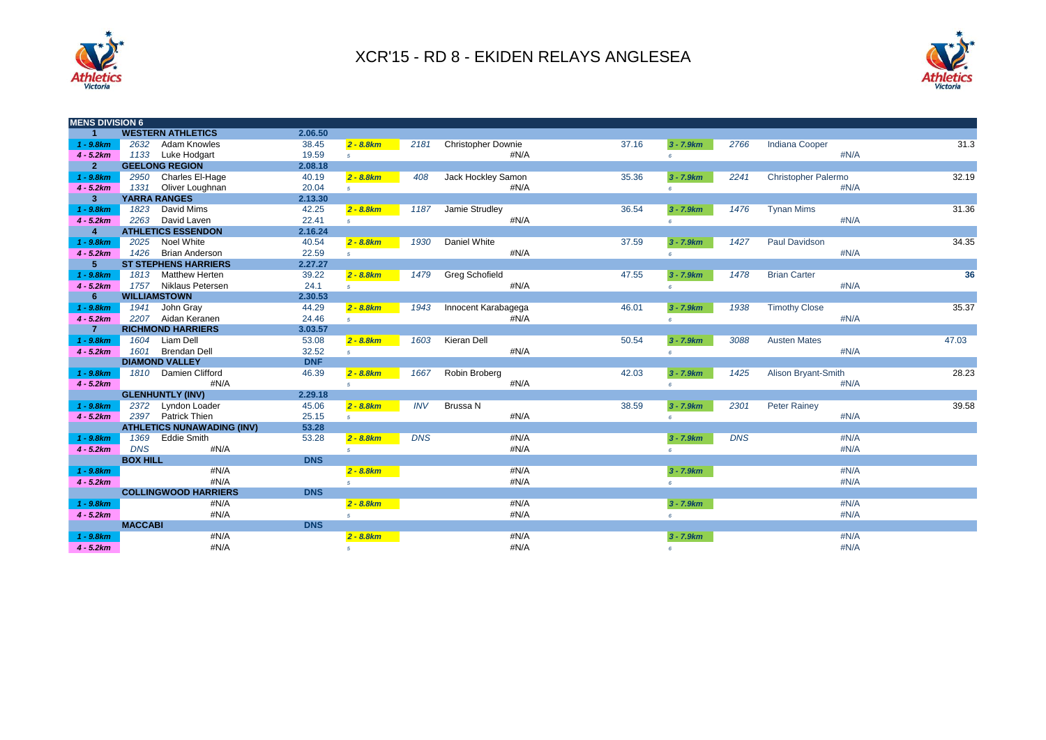# XCR'15 - RD 8 - EKIDEN RELAYS ANGLESEA

| MENS DIVISION 6 | | | | | | | | | | | |
|---|---|---|---|---|---|---|---|---|---|---|---|
| 1 | WESTERN ATHLETICS | | 2.06.50 | | | | | | | | |
| 1 - 9.8km | 2632 | Adam Knowles | 38.45 | 2 - 8.8km | 2181 | Christopher Downie | 37.16 | 3 - 7.9km | 2766 | Indiana Cooper | 31.3 |
| 4 - 5.2km | 1133 | Luke Hodgart | 19.59 | 5 | | #N/A | | 6 | | #N/A | |
| 2 | GEELONG REGION | | 2.08.18 | | | | | | | | |
| 1 - 9.8km | 2950 | Charles El-Hage | 40.19 | 2 - 8.8km | 408 | Jack Hockley Samon | 35.36 | 3 - 7.9km | 2241 | Christopher Palermo | 32.19 |
| 4 - 5.2km | 1331 | Oliver Loughnan | 20.04 | 5 | | #N/A | | 6 | | #N/A | |
| 3 | YARRA RANGES | | 2.13.30 | | | | | | | | |
| 1 - 9.8km | 1823 | David Mims | 42.25 | 2 - 8.8km | 1187 | Jamie Strudley | 36.54 | 3 - 7.9km | 1476 | Tynan Mims | 31.36 |
| 4 - 5.2km | 2263 | David Laven | 22.41 | 5 | | #N/A | | 6 | | #N/A | |
| 4 | ATHLETICS ESSENDON | | 2.16.24 | | | | | | | | |
| 1 - 9.8km | 2025 | Noel White | 40.54 | 2 - 8.8km | 1930 | Daniel White | 37.59 | 3 - 7.9km | 1427 | Paul Davidson | 34.35 |
| 4 - 5.2km | 1426 | Brian Anderson | 22.59 | 5 | | #N/A | | 6 | | #N/A | |
| 5 | ST STEPHENS HARRIERS | | 2.27.27 | | | | | | | | |
| 1 - 9.8km | 1813 | Matthew Herten | 39.22 | 2 - 8.8km | 1479 | Greg Schofield | 47.55 | 3 - 7.9km | 1478 | Brian Carter | **36** |
| 4 - 5.2km | 1757 | Niklaus Petersen | 24.1 | 5 | | #N/A | | 6 | | #N/A | |
| 6 | WILLIAMSTOWN | | 2.30.53 | | | | | | | | |
| 1 - 9.8km | 1941 | John Gray | 44.29 | 2 - 8.8km | 1943 | Innocent Karabagega | 46.01 | 3 - 7.9km | 1938 | Timothy Close | 35.37 |
| 4 - 5.2km | 2207 | Aidan Keranen | 24.46 | 5 | | #N/A | | 6 | | #N/A | |
| 7 | RICHMOND HARRIERS | | 3.03.57 | | | | | | | | |
| 1 - 9.8km | 1604 | Liam Dell | 53.08 | 2 - 8.8km | 1603 | Kieran Dell | 50.54 | 3 - 7.9km | 3088 | Austen Mates | 47.03 |
| 4 - 5.2km | 1601 | Brendan Dell | 32.52 | 5 | | #N/A | | 6 | | #N/A | |
| | DIAMOND VALLEY | | DNF | | | | | | | | |
| 1 - 9.8km | 1810 | Damien Clifford | 46.39 | 2 - 8.8km | 1667 | Robin Broberg | 42.03 | 3 - 7.9km | 1425 | Alison Bryant-Smith | 28.23 |
| 4 - 5.2km | | #N/A | | 5 | | #N/A | | 6 | | #N/A | |
| | GLENHUNTLY (INV) | | 2.29.18 | | | | | | | | |
| 1 - 9.8km | 2372 | Lyndon Loader | 45.06 | 2 - 8.8km | INV | Brussa N | 38.59 | 3 - 7.9km | 2301 | Peter Rainey | 39.58 |
| 4 - 5.2km | 2397 | Patrick Thien | 25.15 | 5 | | #N/A | | 6 | | #N/A | |
| | ATHLETICS NUNAWADING (INV) | | 53.28 | | | | | | | | |
| 1 - 9.8km | 1369 | Eddie Smith | 53.28 | 2 - 8.8km | DNS | #N/A | | 3 - 7.9km | DNS | #N/A | |
| 4 - 5.2km | DNS | #N/A | | 5 | | #N/A | | 6 | | #N/A | |
| | BOX HILL | | DNS | | | | | | | | |
| 1 - 9.8km | | #N/A | | 2 - 8.8km | | #N/A | | 3 - 7.9km | | #N/A | |
| 4 - 5.2km | | #N/A | | 5 | | #N/A | | 6 | | #N/A | |
| | COLLINGWOOD HARRIERS | | DNS | | | | | | | | |
| 1 - 9.8km | | #N/A | | 2 - 8.8km | | #N/A | | 3 - 7.9km | | #N/A | |
| 4 - 5.2km | | #N/A | | 5 | | #N/A | | 6 | | #N/A | |
| | MACCABI | | DNS | | | | | | | | |
| 1 - 9.8km | | #N/A | | 2 - 8.8km | | #N/A | | 3 - 7.9km | | #N/A | |
| 4 - 5.2km | | #N/A | | 5 | | #N/A | | 6 | | #N/A | |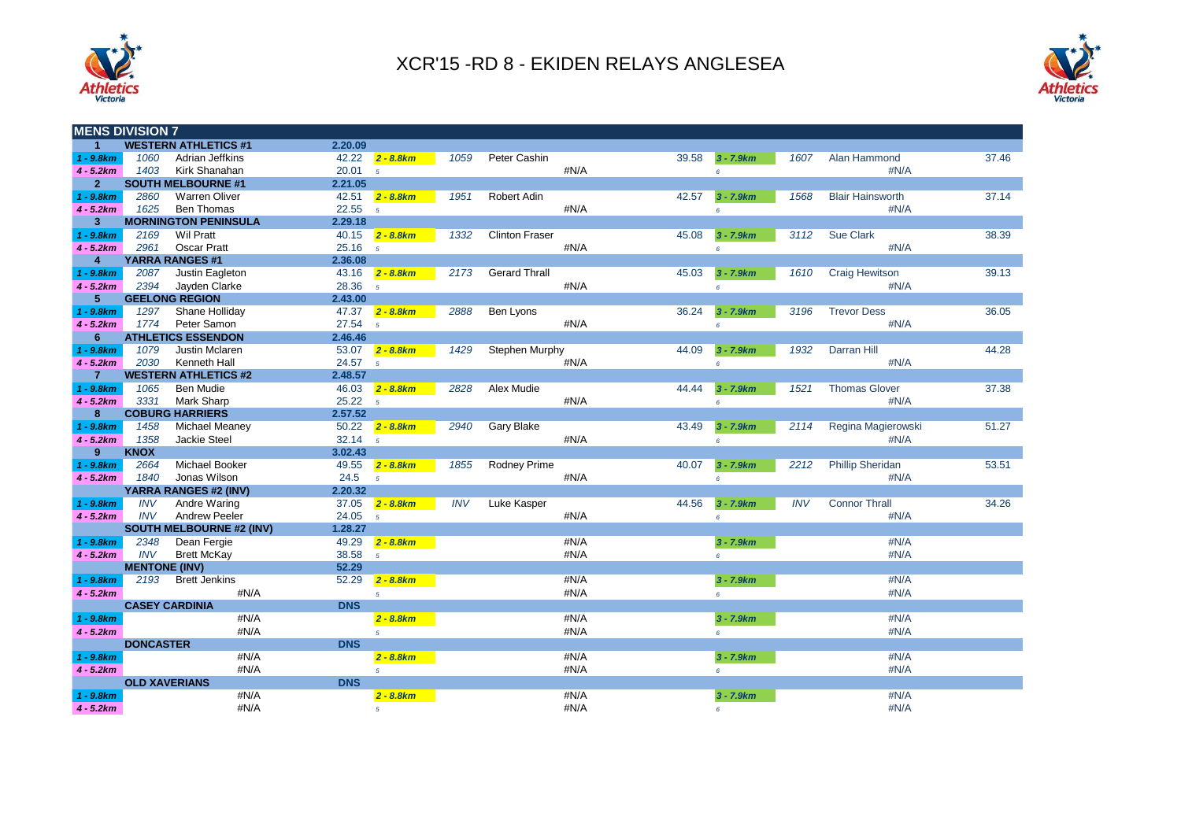# XCR'15 -RD 8 - EKIDEN RELAYS ANGLESEA

## MENS DIVISION 7

| Pos/Leg | Bib | Name | Time | Leg | Bib | Name | Time | Leg | Bib | Name | Time |
|---|---|---|---|---|---|---|---|---|---|---|---|
| **1** | | **WESTERN ATHLETICS #1** | **2.20.09** | | | | | | | | |
| 1 - 9.8km | 1060 | Adrian Jeffkins | 42.22 | 2 - 8.8km | 1059 | Peter Cashin | 39.58 | 3 - 7.9km | 1607 | Alan Hammond | 37.46 |
| 4 - 5.2km | 1403 | Kirk Shanahan | 20.01 | 5 | | #N/A | | 6 | | #N/A | |
| **2** | | **SOUTH MELBOURNE #1** | **2.21.05** | | | | | | | | |
| 1 - 9.8km | 2860 | Warren Oliver | 42.51 | 2 - 8.8km | 1951 | Robert Adin | 42.57 | 3 - 7.9km | 1568 | Blair Hainsworth | 37.14 |
| 4 - 5.2km | 1625 | Ben Thomas | 22.55 | 5 | | #N/A | | 6 | | #N/A | |
| **3** | | **MORNINGTON PENINSULA** | **2.29.18** | | | | | | | | |
| 1 - 9.8km | 2169 | Wil Pratt | 40.15 | 2 - 8.8km | 1332 | Clinton Fraser | 45.08 | 3 - 7.9km | 3112 | Sue Clark | 38.39 |
| 4 - 5.2km | 2961 | Oscar Pratt | 25.16 | 5 | | #N/A | | 6 | | #N/A | |
| **4** | | **YARRA RANGES #1** | **2.36.08** | | | | | | | | |
| 1 - 9.8km | 2087 | Justin Eagleton | 43.16 | 2 - 8.8km | 2173 | Gerard Thrall | 45.03 | 3 - 7.9km | 1610 | Craig Hewitson | 39.13 |
| 4 - 5.2km | 2394 | Jayden Clarke | 28.36 | 5 | | #N/A | | 6 | | #N/A | |
| **5** | | **GEELONG REGION** | **2.43.00** | | | | | | | | |
| 1 - 9.8km | 1297 | Shane Holliday | 47.37 | 2 - 8.8km | 2888 | Ben Lyons | 36.24 | 3 - 7.9km | 3196 | Trevor Dess | 36.05 |
| 4 - 5.2km | 1774 | Peter Samon | 27.54 | 5 | | #N/A | | 6 | | #N/A | |
| **6** | | **ATHLETICS ESSENDON** | **2.46.46** | | | | | | | | |
| 1 - 9.8km | 1079 | Justin Mclaren | 53.07 | 2 - 8.8km | 1429 | Stephen Murphy | 44.09 | 3 - 7.9km | 1932 | Darran Hill | 44.28 |
| 4 - 5.2km | 2030 | Kenneth Hall | 24.57 | 5 | | #N/A | | 6 | | #N/A | |
| **7** | | **WESTERN ATHLETICS #2** | **2.48.57** | | | | | | | | |
| 1 - 9.8km | 1065 | Ben Mudie | 46.03 | 2 - 8.8km | 2828 | Alex Mudie | 44.44 | 3 - 7.9km | 1521 | Thomas Glover | 37.38 |
| 4 - 5.2km | 3331 | Mark Sharp | 25.22 | 5 | | #N/A | | 6 | | #N/A | |
| **8** | | **COBURG HARRIERS** | **2.57.52** | | | | | | | | |
| 1 - 9.8km | 1458 | Michael Meaney | 50.22 | 2 - 8.8km | 2940 | Gary Blake | 43.49 | 3 - 7.9km | 2114 | Regina Magierowski | 51.27 |
| 4 - 5.2km | 1358 | Jackie Steel | 32.14 | 5 | | #N/A | | 6 | | #N/A | |
| **9** | | **KNOX** | **3.02.43** | | | | | | | | |
| 1 - 9.8km | 2664 | Michael Booker | 49.55 | 2 - 8.8km | 1855 | Rodney Prime | 40.07 | 3 - 7.9km | 2212 | Phillip Sheridan | 53.51 |
| 4 - 5.2km | 1840 | Jonas Wilson | 24.5 | 5 | | #N/A | | 6 | | #N/A | |
| | | **YARRA RANGES #2 (INV)** | **2.20.32** | | | | | | | | |
| 1 - 9.8km | INV | Andre Waring | 37.05 | 2 - 8.8km | INV | Luke Kasper | 44.56 | 3 - 7.9km | INV | Connor Thrall | 34.26 |
| 4 - 5.2km | INV | Andrew Peeler | 24.05 | 5 | | #N/A | | 6 | | #N/A | |
| | | **SOUTH MELBOURNE #2 (INV)** | **1.28.27** | | | | | | | | |
| 1 - 9.8km | 2348 | Dean Fergie | 49.29 | 2 - 8.8km | | #N/A | | 3 - 7.9km | | #N/A | |
| 4 - 5.2km | INV | Brett McKay | 38.58 | 5 | | #N/A | | 6 | | #N/A | |
| | | **MENTONE (INV)** | **52.29** | | | | | | | | |
| 1 - 9.8km | 2193 | Brett Jenkins | 52.29 | 2 - 8.8km | | #N/A | | 3 - 7.9km | | #N/A | |
| 4 - 5.2km | | #N/A | | 5 | | #N/A | | 6 | | #N/A | |
| | | **CASEY CARDINIA** | **DNS** | | | | | | | | |
| 1 - 9.8km | | #N/A | | 2 - 8.8km | | #N/A | | 3 - 7.9km | | #N/A | |
| 4 - 5.2km | | #N/A | | 5 | | #N/A | | 6 | | #N/A | |
| | | **DONCASTER** | **DNS** | | | | | | | | |
| 1 - 9.8km | | #N/A | | 2 - 8.8km | | #N/A | | 3 - 7.9km | | #N/A | |
| 4 - 5.2km | | #N/A | | 5 | | #N/A | | 6 | | #N/A | |
| | | **OLD XAVERIANS** | **DNS** | | | | | | | | |
| 1 - 9.8km | | #N/A | | 2 - 8.8km | | #N/A | | 3 - 7.9km | | #N/A | |
| 4 - 5.2km | | #N/A | | 5 | | #N/A | | 6 | | #N/A | |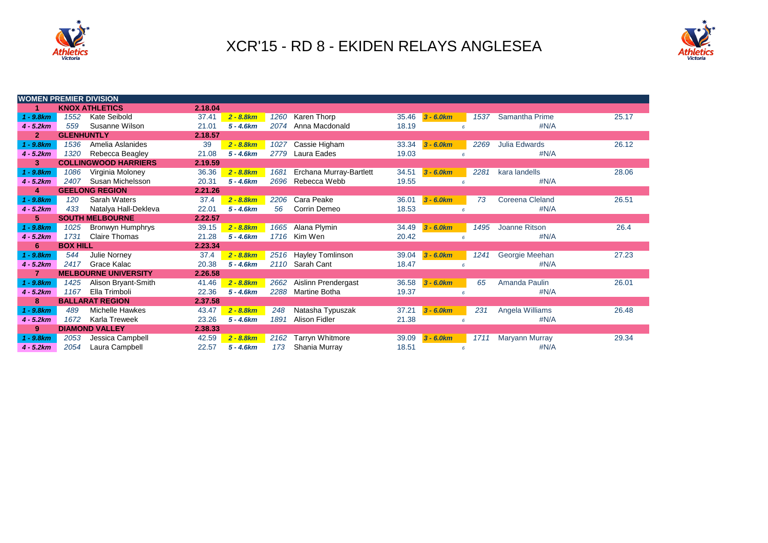# XCR'15 - RD 8 - EKIDEN RELAYS ANGLESEA

| WOMEN PREMIER DIVISION | | | | | | | | | | | | |
|---|---|---|---|---|---|---|---|---|---|---|---|---|
| 1 | KNOX ATHLETICS | | 2.18.04 | | | | | | | | | |
| 1 - 9.8km | 1552 | Kate Seibold | 37.41 | 2 - 8.8km | 1260 | Karen Thorp | 35.46 | 3 - 6.0km | 1537 | Samantha Prime | | 25.17 |
| 4 - 5.2km | 559 | Susanne Wilson | 21.01 | 5 - 4.6km | 2074 | Anna Macdonald | 18.19 | 6 | | #N/A | | |
| 2 | GLENHUNTLY | | 2.18.57 | | | | | | | | | |
| 1 - 9.8km | 1536 | Amelia Aslanides | 39 | 2 - 8.8km | 1027 | Cassie Higham | 33.34 | 3 - 6.0km | 2269 | Julia Edwards | | 26.12 |
| 4 - 5.2km | 1320 | Rebecca Beagley | 21.08 | 5 - 4.6km | 2779 | Laura Eades | 19.03 | 6 | | #N/A | | |
| 3 | COLLINGWOOD HARRIERS | | 2.19.59 | | | | | | | | | |
| 1 - 9.8km | 1086 | Virginia Moloney | 36.36 | 2 - 8.8km | 1681 | Erchana Murray-Bartlett | 34.51 | 3 - 6.0km | 2281 | kara landells | | 28.06 |
| 4 - 5.2km | 2407 | Susan Michelsson | 20.31 | 5 - 4.6km | 2696 | Rebecca Webb | 19.55 | 6 | | #N/A | | |
| 4 | GEELONG REGION | | 2.21.26 | | | | | | | | | |
| 1 - 9.8km | 120 | Sarah Waters | 37.4 | 2 - 8.8km | 2206 | Cara Peake | 36.01 | 3 - 6.0km | 73 | Coreena Cleland | | 26.51 |
| 4 - 5.2km | 433 | Natalya Hall-Dekleva | 22.01 | 5 - 4.6km | 56 | Corrin Demeo | 18.53 | 6 | | #N/A | | |
| 5 | SOUTH MELBOURNE | | 2.22.57 | | | | | | | | | |
| 1 - 9.8km | 1025 | Bronwyn Humphrys | 39.15 | 2 - 8.8km | 1665 | Alana Plymin | 34.49 | 3 - 6.0km | 1495 | Joanne Ritson | | 26.4 |
| 4 - 5.2km | 1731 | Claire Thomas | 21.28 | 5 - 4.6km | 1716 | Kim Wen | 20.42 | 6 | | #N/A | | |
| 6 | BOX HILL | | 2.23.34 | | | | | | | | | |
| 1 - 9.8km | 544 | Julie Norney | 37.4 | 2 - 8.8km | 2516 | Hayley Tomlinson | 39.04 | 3 - 6.0km | 1241 | Georgie Meehan | | 27.23 |
| 4 - 5.2km | 2417 | Grace Kalac | 20.38 | 5 - 4.6km | 2110 | Sarah Cant | 18.47 | 6 | | #N/A | | |
| 7 | MELBOURNE UNIVERSITY | | 2.26.58 | | | | | | | | | |
| 1 - 9.8km | 1425 | Alison Bryant-Smith | 41.46 | 2 - 8.8km | 2662 | Aislinn Prendergast | 36.58 | 3 - 6.0km | 65 | Amanda Paulin | | 26.01 |
| 4 - 5.2km | 1167 | Ella Trimboli | 22.36 | 5 - 4.6km | 2288 | Martine Botha | 19.37 | 6 | | #N/A | | |
| 8 | BALLARAT REGION | | 2.37.58 | | | | | | | | | |
| 1 - 9.8km | 489 | Michelle Hawkes | 43.47 | 2 - 8.8km | 248 | Natasha Typuszak | 37.21 | 3 - 6.0km | 231 | Angela Williams | | 26.48 |
| 4 - 5.2km | 1672 | Karla Treweek | 23.26 | 5 - 4.6km | 1891 | Alison Fidler | 21.38 | 6 | | #N/A | | |
| 9 | DIAMOND VALLEY | | 2.38.33 | | | | | | | | | |
| 1 - 9.8km | 2053 | Jessica Campbell | 42.59 | 2 - 8.8km | 2162 | Tarryn Whitmore | 39.09 | 3 - 6.0km | 1711 | Maryann Murray | | 29.34 |
| 4 - 5.2km | 2054 | Laura Campbell | 22.57 | 5 - 4.6km | 173 | Shania Murray | 18.51 | 6 | | #N/A | | |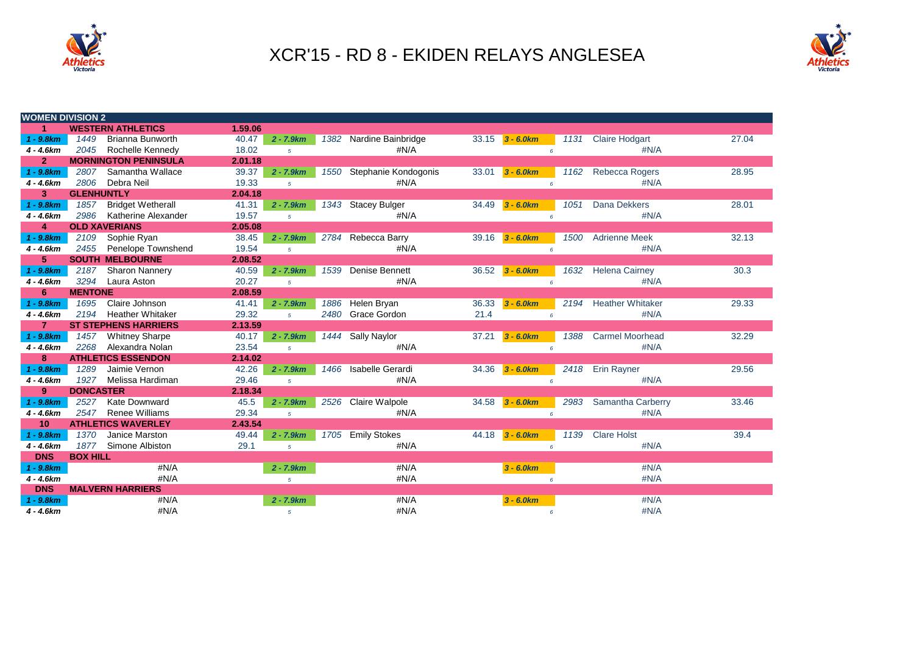# XCR'15 - RD 8 - EKIDEN RELAYS ANGLESEA

| WOMEN DIVISION 2 | | | | | | | | | | | | |
|---|---|---|---|---|---|---|---|---|---|---|---|---|
| 1 | WESTERN ATHLETICS | | 1.59.06 | | | | | | | | | |
| 1 - 9.8km | 1449 | Brianna Bunworth | 40.47 | 2 - 7.9km | 1382 | Nardine Bainbridge | 33.15 | 3 - 6.0km | 1131 | Claire Hodgart | 27.04 |
| 4 - 4.6km | 2045 | Rochelle Kennedy | 18.02 | 5 | | #N/A | | 6 | | #N/A | |
| 2 | MORNINGTON PENINSULA | | 2.01.18 | | | | | | | | |
| 1 - 9.8km | 2807 | Samantha Wallace | 39.37 | 2 - 7.9km | 1550 | Stephanie Kondogonis | 33.01 | 3 - 6.0km | 1162 | Rebecca Rogers | 28.95 |
| 4 - 4.6km | 2806 | Debra Neil | 19.33 | 5 | | #N/A | | 6 | | #N/A | |
| 3 | GLENHUNTLY | | 2.04.18 | | | | | | | | |
| 1 - 9.8km | 1857 | Bridget Wetherall | 41.31 | 2 - 7.9km | 1343 | Stacey Bulger | 34.49 | 3 - 6.0km | 1051 | Dana Dekkers | 28.01 |
| 4 - 4.6km | 2986 | Katherine Alexander | 19.57 | 5 | | #N/A | | 6 | | #N/A | |
| 4 | OLD XAVERIANS | | 2.05.08 | | | | | | | | |
| 1 - 9.8km | 2109 | Sophie Ryan | 38.45 | 2 - 7.9km | 2784 | Rebecca Barry | 39.16 | 3 - 6.0km | 1500 | Adrienne Meek | 32.13 |
| 4 - 4.6km | 2455 | Penelope Townshend | 19.54 | 5 | | #N/A | | 6 | | #N/A | |
| 5 | SOUTH MELBOURNE | | 2.08.52 | | | | | | | | |
| 1 - 9.8km | 2187 | Sharon Nannery | 40.59 | 2 - 7.9km | 1539 | Denise Bennett | 36.52 | 3 - 6.0km | 1632 | Helena Cairney | 30.3 |
| 4 - 4.6km | 3294 | Laura Aston | 20.27 | 5 | | #N/A | | 6 | | #N/A | |
| 6 | MENTONE | | 2.08.59 | | | | | | | | |
| 1 - 9.8km | 1695 | Claire Johnson | 41.41 | 2 - 7.9km | 1886 | Helen Bryan | 36.33 | 3 - 6.0km | 2194 | Heather Whitaker | 29.33 |
| 4 - 4.6km | 2194 | Heather Whitaker | 29.32 | 5 | 2480 | Grace Gordon | 21.4 | 6 | | #N/A | |
| 7 | ST STEPHENS HARRIERS | | 2.13.59 | | | | | | | | |
| 1 - 9.8km | 1457 | Whitney Sharpe | 40.17 | 2 - 7.9km | 1444 | Sally Naylor | 37.21 | 3 - 6.0km | 1388 | Carmel Moorhead | 32.29 |
| 4 - 4.6km | 2268 | Alexandra Nolan | 23.54 | 5 | | #N/A | | 6 | | #N/A | |
| 8 | ATHLETICS ESSENDON | | 2.14.02 | | | | | | | | |
| 1 - 9.8km | 1289 | Jaimie Vernon | 42.26 | 2 - 7.9km | 1466 | Isabelle Gerardi | 34.36 | 3 - 6.0km | 2418 | Erin Rayner | 29.56 |
| 4 - 4.6km | 1927 | Melissa Hardiman | 29.46 | 5 | | #N/A | | 6 | | #N/A | |
| 9 | DONCASTER | | 2.18.34 | | | | | | | | |
| 1 - 9.8km | 2527 | Kate Downward | 45.5 | 2 - 7.9km | 2526 | Claire Walpole | 34.58 | 3 - 6.0km | 2983 | Samantha Carberry | 33.46 |
| 4 - 4.6km | 2547 | Renee Williams | 29.34 | 5 | | #N/A | | 6 | | #N/A | |
| 10 | ATHLETICS WAVERLEY | | 2.43.54 | | | | | | | | |
| 1 - 9.8km | 1370 | Janice Marston | 49.44 | 2 - 7.9km | 1705 | Emily Stokes | 44.18 | 3 - 6.0km | 1139 | Clare Holst | 39.4 |
| 4 - 4.6km | 1877 | Simone Albiston | 29.1 | 5 | | #N/A | | 6 | | #N/A | |
| DNS | BOX HILL | | | | | | | | | | |
| 1 - 9.8km | | #N/A | | 2 - 7.9km | | #N/A | | 3 - 6.0km | | #N/A | |
| 4 - 4.6km | | #N/A | | 5 | | #N/A | | 6 | | #N/A | |
| DNS | MALVERN HARRIERS | | | | | | | | | | |
| 1 - 9.8km | | #N/A | | 2 - 7.9km | | #N/A | | 3 - 6.0km | | #N/A | |
| 4 - 4.6km | | #N/A | | 5 | | #N/A | | 6 | | #N/A | |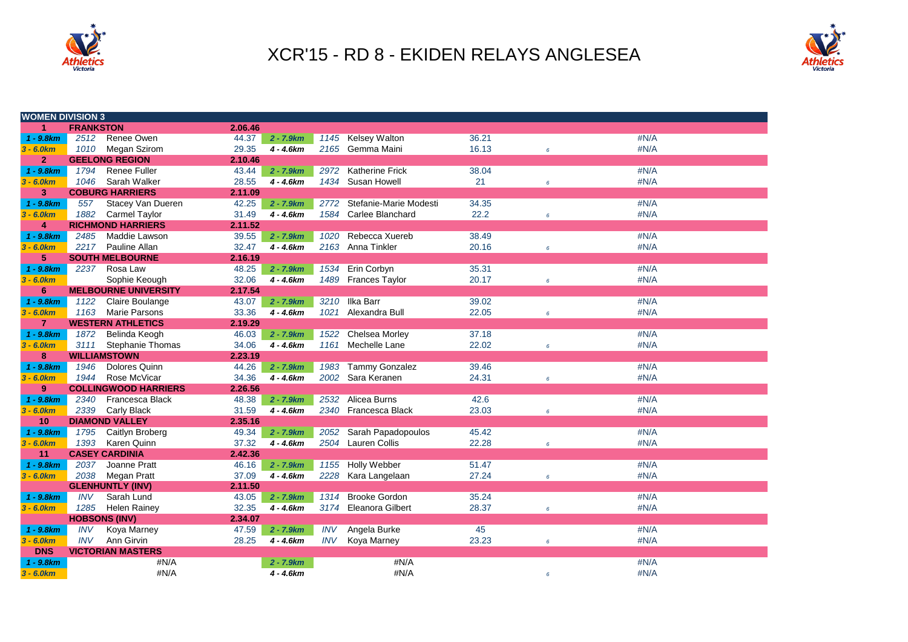# XCR'15 - RD 8 - EKIDEN RELAYS ANGLESEA

| WOMEN DIVISION 3 | | | | | | | | | | |
|---|---|---|---|---|---|---|---|---|---|---|
| 1 | FRANKSTON | | 2.06.46 | | | | | | | |
| 1 - 9.8km | 2512 | Renee Owen | 44.37 | 2 - 7.9km | 1145 | Kelsey Walton | 36.21 | | #N/A | |
| 3 - 6.0km | 1010 | Megan Szirom | 29.35 | 4 - 4.6km | 2165 | Gemma Maini | 16.13 | 6 | #N/A | |
| 2 | GEELONG REGION | | 2.10.46 | | | | | | | |
| 1 - 9.8km | 1794 | Renee Fuller | 43.44 | 2 - 7.9km | 2972 | Katherine Frick | 38.04 | | #N/A | |
| 3 - 6.0km | 1046 | Sarah Walker | 28.55 | 4 - 4.6km | 1434 | Susan Howell | 21 | 6 | #N/A | |
| 3 | COBURG HARRIERS | | 2.11.09 | | | | | | | |
| 1 - 9.8km | 557 | Stacey Van Dueren | 42.25 | 2 - 7.9km | 2772 | Stefanie-Marie Modesti | 34.35 | | #N/A | |
| 3 - 6.0km | 1882 | Carmel Taylor | 31.49 | 4 - 4.6km | 1584 | Carlee Blanchard | 22.2 | 6 | #N/A | |
| 4 | RICHMOND HARRIERS | | 2.11.52 | | | | | | | |
| 1 - 9.8km | 2485 | Maddie Lawson | 39.55 | 2 - 7.9km | 1020 | Rebecca Xuereb | 38.49 | | #N/A | |
| 3 - 6.0km | 2217 | Pauline Allan | 32.47 | 4 - 4.6km | 2163 | Anna Tinkler | 20.16 | 6 | #N/A | |
| 5 | SOUTH MELBOURNE | | 2.16.19 | | | | | | | |
| 1 - 9.8km | 2237 | Rosa Law | 48.25 | 2 - 7.9km | 1534 | Erin Corbyn | 35.31 | | #N/A | |
| 3 - 6.0km | | Sophie Keough | 32.06 | 4 - 4.6km | 1489 | Frances Taylor | 20.17 | 6 | #N/A | |
| 6 | MELBOURNE UNIVERSITY | | 2.17.54 | | | | | | | |
| 1 - 9.8km | 1122 | Claire Boulange | 43.07 | 2 - 7.9km | 3210 | Ilka Barr | 39.02 | | #N/A | |
| 3 - 6.0km | 1163 | Marie Parsons | 33.36 | 4 - 4.6km | 1021 | Alexandra Bull | 22.05 | 6 | #N/A | |
| 7 | WESTERN ATHLETICS | | 2.19.29 | | | | | | | |
| 1 - 9.8km | 1872 | Belinda Keogh | 46.03 | 2 - 7.9km | 1522 | Chelsea Morley | 37.18 | | #N/A | |
| 3 - 6.0km | 3111 | Stephanie Thomas | 34.06 | 4 - 4.6km | 1161 | Mechelle Lane | 22.02 | 6 | #N/A | |
| 8 | WILLIAMSTOWN | | 2.23.19 | | | | | | | |
| 1 - 9.8km | 1946 | Dolores Quinn | 44.26 | 2 - 7.9km | 1983 | Tammy Gonzalez | 39.46 | | #N/A | |
| 3 - 6.0km | 1944 | Rose McVicar | 34.36 | 4 - 4.6km | 2002 | Sara Keranen | 24.31 | 6 | #N/A | |
| 9 | COLLINGWOOD HARRIERS | | 2.26.56 | | | | | | | |
| 1 - 9.8km | 2340 | Francesca Black | 48.38 | 2 - 7.9km | 2532 | Alicea Burns | 42.6 | | #N/A | |
| 3 - 6.0km | 2339 | Carly Black | 31.59 | 4 - 4.6km | 2340 | Francesca Black | 23.03 | 6 | #N/A | |
| 10 | DIAMOND VALLEY | | 2.35.16 | | | | | | | |
| 1 - 9.8km | 1795 | Caitlyn Broberg | 49.34 | 2 - 7.9km | 2052 | Sarah Papadopoulos | 45.42 | | #N/A | |
| 3 - 6.0km | 1393 | Karen Quinn | 37.32 | 4 - 4.6km | 2504 | Lauren Collis | 22.28 | 6 | #N/A | |
| 11 | CASEY CARDINIA | | 2.42.36 | | | | | | | |
| 1 - 9.8km | 2037 | Joanne Pratt | 46.16 | 2 - 7.9km | 1155 | Holly Webber | 51.47 | | #N/A | |
| 3 - 6.0km | 2038 | Megan Pratt | 37.09 | 4 - 4.6km | 2228 | Kara Langelaan | 27.24 | 6 | #N/A | |
| | GLENHUNTLY (INV) | | 2.11.50 | | | | | | | |
| 1 - 9.8km | INV | Sarah Lund | 43.05 | 2 - 7.9km | 1314 | Brooke Gordon | 35.24 | | #N/A | |
| 3 - 6.0km | 1285 | Helen Rainey | 32.35 | 4 - 4.6km | 3174 | Eleanora Gilbert | 28.37 | 6 | #N/A | |
| | HOBSONS (INV) | | 2.34.07 | | | | | | | |
| 1 - 9.8km | INV | Koya Marney | 47.59 | 2 - 7.9km | INV | Angela Burke | 45 | | #N/A | |
| 3 - 6.0km | INV | Ann Girvin | 28.25 | 4 - 4.6km | INV | Koya Marney | 23.23 | 6 | #N/A | |
| DNS | VICTORIAN MASTERS | | | | | | | | | |
| 1 - 9.8km | | #N/A | | 2 - 7.9km | | #N/A | | | #N/A | |
| 3 - 6.0km | | #N/A | | 4 - 4.6km | | #N/A | | 6 | #N/A | |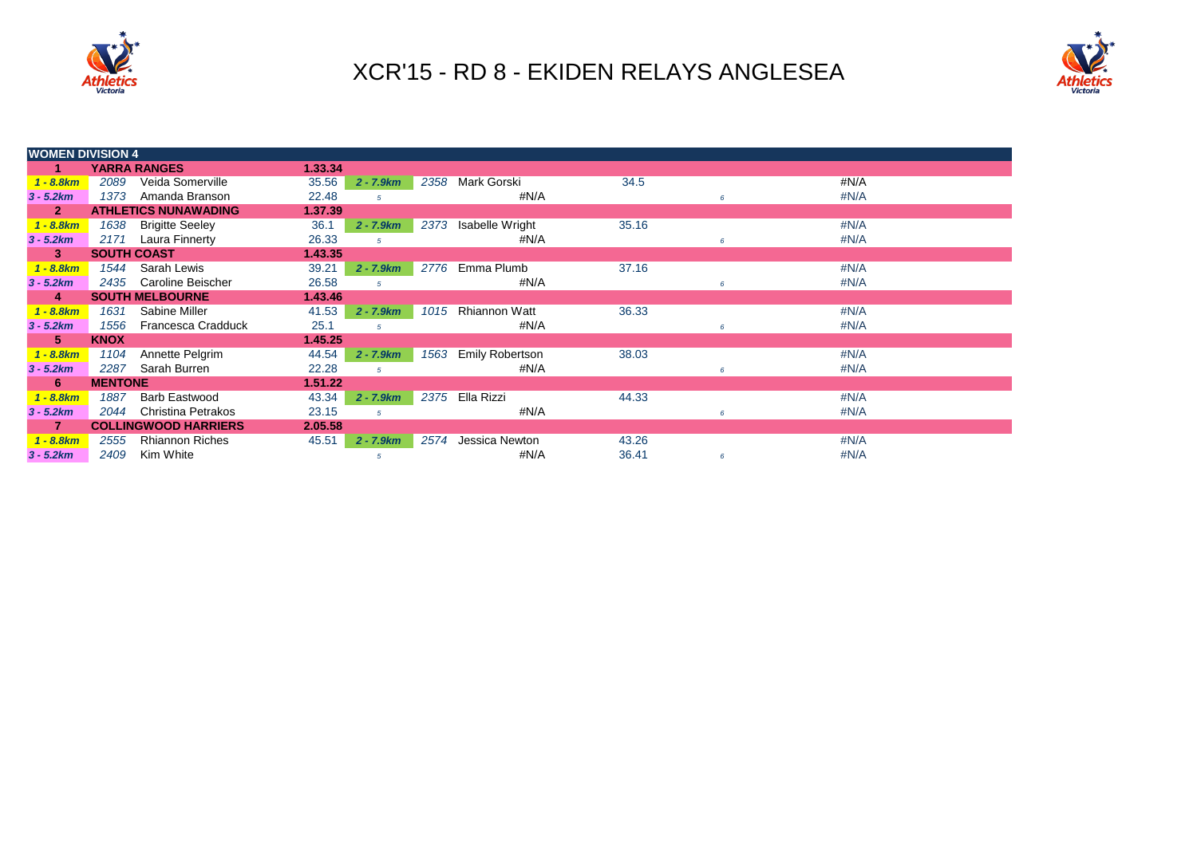# XCR'15 - RD 8 - EKIDEN RELAYS ANGLESEA

| WOMEN DIVISION 4 | | | | | | | | | | |
|---|---|---|---|---|---|---|---|---|---|---|
| 1 | YARRA RANGES | | 1.33.34 | | | | | | | |
| 1 - 8.8km | 2089 | Veida Somerville | 35.56 | 2 - 7.9km | 2358 | Mark Gorski | 34.5 | | | #N/A |
| 3 - 5.2km | 1373 | Amanda Branson | 22.48 | 5 | | #N/A | | 6 | | #N/A |
| 2 | ATHLETICS NUNAWADING | | 1.37.39 | | | | | | | |
| 1 - 8.8km | 1638 | Brigitte Seeley | 36.1 | 2 - 7.9km | 2373 | Isabelle Wright | 35.16 | | | #N/A |
| 3 - 5.2km | 2171 | Laura Finnerty | 26.33 | 5 | | #N/A | | 6 | | #N/A |
| 3 | SOUTH COAST | | 1.43.35 | | | | | | | |
| 1 - 8.8km | 1544 | Sarah Lewis | 39.21 | 2 - 7.9km | 2776 | Emma Plumb | 37.16 | | | #N/A |
| 3 - 5.2km | 2435 | Caroline Beischer | 26.58 | 5 | | #N/A | | 6 | | #N/A |
| 4 | SOUTH MELBOURNE | | 1.43.46 | | | | | | | |
| 1 - 8.8km | 1631 | Sabine Miller | 41.53 | 2 - 7.9km | 1015 | Rhiannon Watt | 36.33 | | | #N/A |
| 3 - 5.2km | 1556 | Francesca Cradduck | 25.1 | 5 | | #N/A | | 6 | | #N/A |
| 5 | KNOX | | 1.45.25 | | | | | | | |
| 1 - 8.8km | 1104 | Annette Pelgrim | 44.54 | 2 - 7.9km | 1563 | Emily Robertson | 38.03 | | | #N/A |
| 3 - 5.2km | 2287 | Sarah Burren | 22.28 | 5 | | #N/A | | 6 | | #N/A |
| 6 | MENTONE | | 1.51.22 | | | | | | | |
| 1 - 8.8km | 1887 | Barb Eastwood | 43.34 | 2 - 7.9km | 2375 | Ella Rizzi | 44.33 | | | #N/A |
| 3 - 5.2km | 2044 | Christina Petrakos | 23.15 | 5 | | #N/A | | 6 | | #N/A |
| 7 | COLLINGWOOD HARRIERS | | 2.05.58 | | | | | | | |
| 1 - 8.8km | 2555 | Rhiannon Riches | 45.51 | 2 - 7.9km | 2574 | Jessica Newton | 43.26 | | | #N/A |
| 3 - 5.2km | 2409 | Kim White | | 5 | | #N/A | 36.41 | 6 | | #N/A |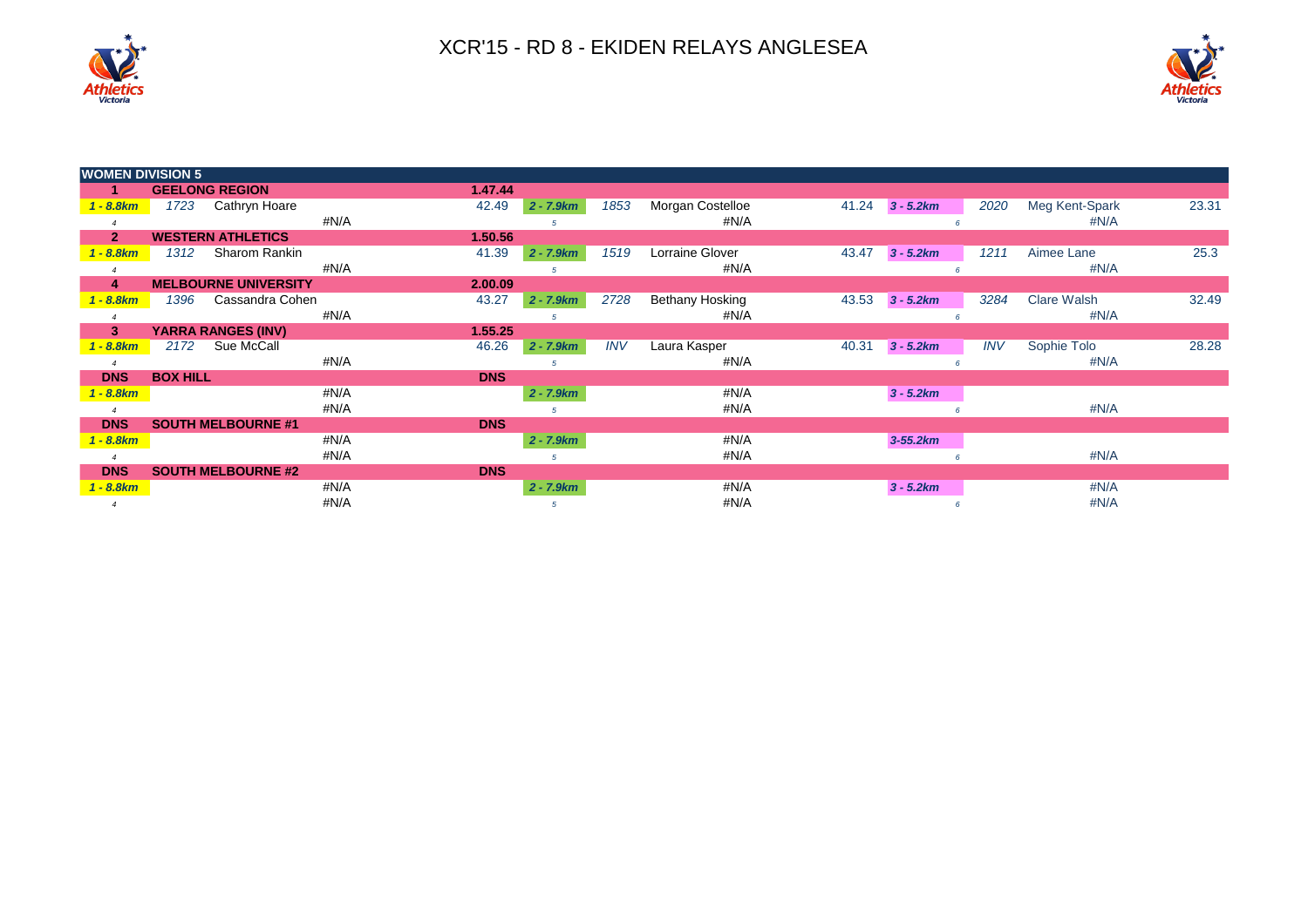# XCR'15 - RD 8 - EKIDEN RELAYS ANGLESEA

| WOMEN DIVISION 5 | | | | | | | | | | | |
|---|---|---|---|---|---|---|---|---|---|---|---|
| 1 | GEELONG REGION | | 1.47.44 | | | | | | | | |
| 1 - 8.8km | 1723 | Cathryn Hoare | 42.49 | 2 - 7.9km | 1853 | Morgan Costelloe | 41.24 | 3 - 5.2km | 2020 | Meg Kent-Spark | 23.31 |
| 4 | | #N/A | | 5 | | #N/A | | 6 | | #N/A | |
| 2 | WESTERN ATHLETICS | | 1.50.56 | | | | | | | | |
| 1 - 8.8km | 1312 | Sharom Rankin | 41.39 | 2 - 7.9km | 1519 | Lorraine Glover | 43.47 | 3 - 5.2km | 1211 | Aimee Lane | 25.3 |
| 4 | | #N/A | | 5 | | #N/A | | 6 | | #N/A | |
| 4 | MELBOURNE UNIVERSITY | | 2.00.09 | | | | | | | | |
| 1 - 8.8km | 1396 | Cassandra Cohen | 43.27 | 2 - 7.9km | 2728 | Bethany Hosking | 43.53 | 3 - 5.2km | 3284 | Clare Walsh | 32.49 |
| 4 | | #N/A | | 5 | | #N/A | | 6 | | #N/A | |
| 3 | YARRA RANGES (INV) | | 1.55.25 | | | | | | | | |
| 1 - 8.8km | 2172 | Sue McCall | 46.26 | 2 - 7.9km | INV | Laura Kasper | 40.31 | 3 - 5.2km | INV | Sophie Tolo | 28.28 |
| 4 | | #N/A | | 5 | | #N/A | | 6 | | #N/A | |
| DNS | BOX HILL | | DNS | | | | | | | | |
| 1 - 8.8km | | #N/A | | 2 - 7.9km | | #N/A | | 3 - 5.2km | | | |
| 4 | | #N/A | | 5 | | #N/A | | 6 | | #N/A | |
| DNS | SOUTH MELBOURNE #1 | | DNS | | | | | | | | |
| 1 - 8.8km | | #N/A | | 2 - 7.9km | | #N/A | | 3-55.2km | | | |
| 4 | | #N/A | | 5 | | #N/A | | 6 | | #N/A | |
| DNS | SOUTH MELBOURNE #2 | | DNS | | | | | | | | |
| 1 - 8.8km | | #N/A | | 2 - 7.9km | | #N/A | | 3 - 5.2km | | #N/A | |
| 4 | | #N/A | | 5 | | #N/A | | 6 | | #N/A | |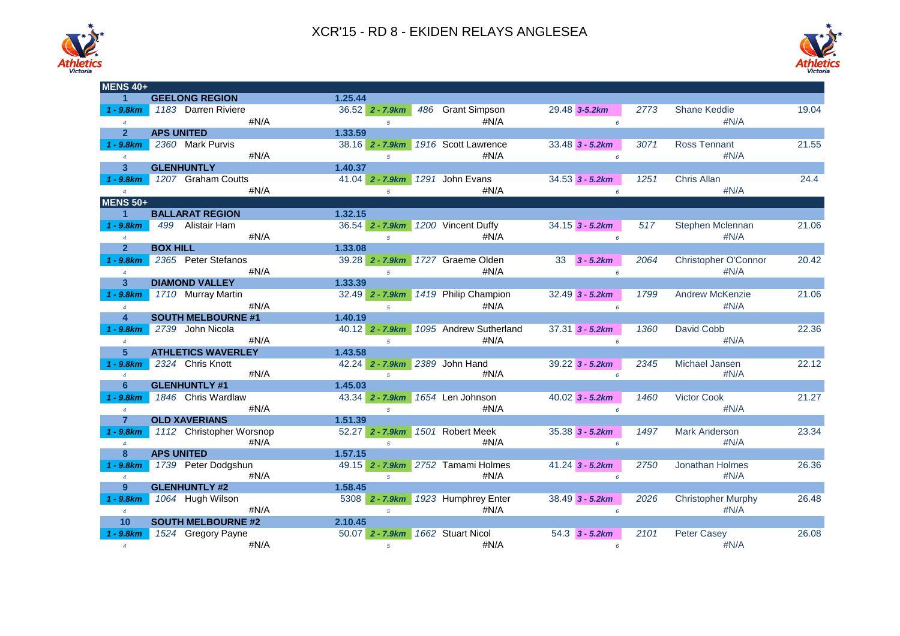# XCR'15 - RD 8 - EKIDEN RELAYS ANGLESEA

| MENS 40+ | | | | | | | | | | | |
|---|---|---|---|---|---|---|---|---|---|---|---|
| 1 | GEELONG REGION | | 1.25.44 | | | | | | | | |
| 1 - 9.8km | 1183 | Darren Riviere | 36.52 | 2 - 7.9km | 486 | Grant Simpson | 29.48 | 3-5.2km | 2773 | Shane Keddie | 19.04 |
| 4 | | #N/A | | 5 | | #N/A | | 6 | | #N/A | |
| 2 | APS UNITED | | 1.33.59 | | | | | | | | |
| 1 - 9.8km | 2360 | Mark Purvis | 38.16 | 2 - 7.9km | 1916 | Scott Lawrence | 33.48 | 3 - 5.2km | 3071 | Ross Tennant | 21.55 |
| 4 | | #N/A | | 5 | | #N/A | | 6 | | #N/A | |
| 3 | GLENHUNTLY | | 1.40.37 | | | | | | | | |
| 1 - 9.8km | 1207 | Graham Coutts | 41.04 | 2 - 7.9km | 1291 | John Evans | 34.53 | 3 - 5.2km | 1251 | Chris Allan | 24.4 |
| 4 | | #N/A | | 5 | | #N/A | | 6 | | #N/A | |
| **MENS 50+** | | | | | | | | | | | |
| 1 | BALLARAT REGION | | 1.32.15 | | | | | | | | |
| 1 - 9.8km | 499 | Alistair Ham | 36.54 | 2 - 7.9km | 1200 | Vincent Duffy | 34.15 | 3 - 5.2km | 517 | Stephen Mclennan | 21.06 |
| 4 | | #N/A | | 5 | | #N/A | | 6 | | #N/A | |
| 2 | BOX HILL | | 1.33.08 | | | | | | | | |
| 1 - 9.8km | 2365 | Peter Stefanos | 39.28 | 2 - 7.9km | 1727 | Graeme Olden | 33 | 3 - 5.2km | 2064 | Christopher O'Connor | 20.42 |
| 4 | | #N/A | | 5 | | #N/A | | 6 | | #N/A | |
| 3 | DIAMOND VALLEY | | 1.33.39 | | | | | | | | |
| 1 - 9.8km | 1710 | Murray Martin | 32.49 | 2 - 7.9km | 1419 | Philip Champion | 32.49 | 3 - 5.2km | 1799 | Andrew McKenzie | 21.06 |
| 4 | | #N/A | | 5 | | #N/A | | 6 | | #N/A | |
| 4 | SOUTH MELBOURNE #1 | | 1.40.19 | | | | | | | | |
| 1 - 9.8km | 2739 | John Nicola | 40.12 | 2 - 7.9km | 1095 | Andrew Sutherland | 37.31 | 3 - 5.2km | 1360 | David Cobb | 22.36 |
| 4 | | #N/A | | 5 | | #N/A | | 6 | | #N/A | |
| 5 | ATHLETICS WAVERLEY | | 1.43.58 | | | | | | | | |
| 1 - 9.8km | 2324 | Chris Knott | 42.24 | 2 - 7.9km | 2389 | John Hand | 39.22 | 3 - 5.2km | 2345 | Michael Jansen | 22.12 |
| 4 | | #N/A | | 5 | | #N/A | | 6 | | #N/A | |
| 6 | GLENHUNTLY #1 | | 1.45.03 | | | | | | | | |
| 1 - 9.8km | 1846 | Chris Wardlaw | 43.34 | 2 - 7.9km | 1654 | Len Johnson | 40.02 | 3 - 5.2km | 1460 | Victor Cook | 21.27 |
| 4 | | #N/A | | 5 | | #N/A | | 6 | | #N/A | |
| 7 | OLD XAVERIANS | | 1.51.39 | | | | | | | | |
| 1 - 9.8km | 1112 | Christopher Worsnop | 52.27 | 2 - 7.9km | 1501 | Robert Meek | 35.38 | 3 - 5.2km | 1497 | Mark Anderson | 23.34 |
| 4 | | #N/A | | 5 | | #N/A | | 6 | | #N/A | |
| 8 | APS UNITED | | 1.57.15 | | | | | | | | |
| 1 - 9.8km | 1739 | Peter Dodgshun | 49.15 | 2 - 7.9km | 2752 | Tamami Holmes | 41.24 | 3 - 5.2km | 2750 | Jonathan Holmes | 26.36 |
| 4 | | #N/A | | 5 | | #N/A | | 6 | | #N/A | |
| 9 | GLENHUNTLY #2 | | 1.58.45 | | | | | | | | |
| 1 - 9.8km | 1064 | Hugh Wilson | 5308 | 2 - 7.9km | 1923 | Humphrey Enter | 38.49 | 3 - 5.2km | 2026 | Christopher Murphy | 26.48 |
| 4 | | #N/A | | 5 | | #N/A | | 6 | | #N/A | |
| 10 | SOUTH MELBOURNE #2 | | 2.10.45 | | | | | | | | |
| 1 - 9.8km | 1524 | Gregory Payne | 50.07 | 2 - 7.9km | 1662 | Stuart Nicol | 54.3 | 3 - 5.2km | 2101 | Peter Casey | 26.08 |
| 4 | | #N/A | | 5 | | #N/A | | 6 | | #N/A | |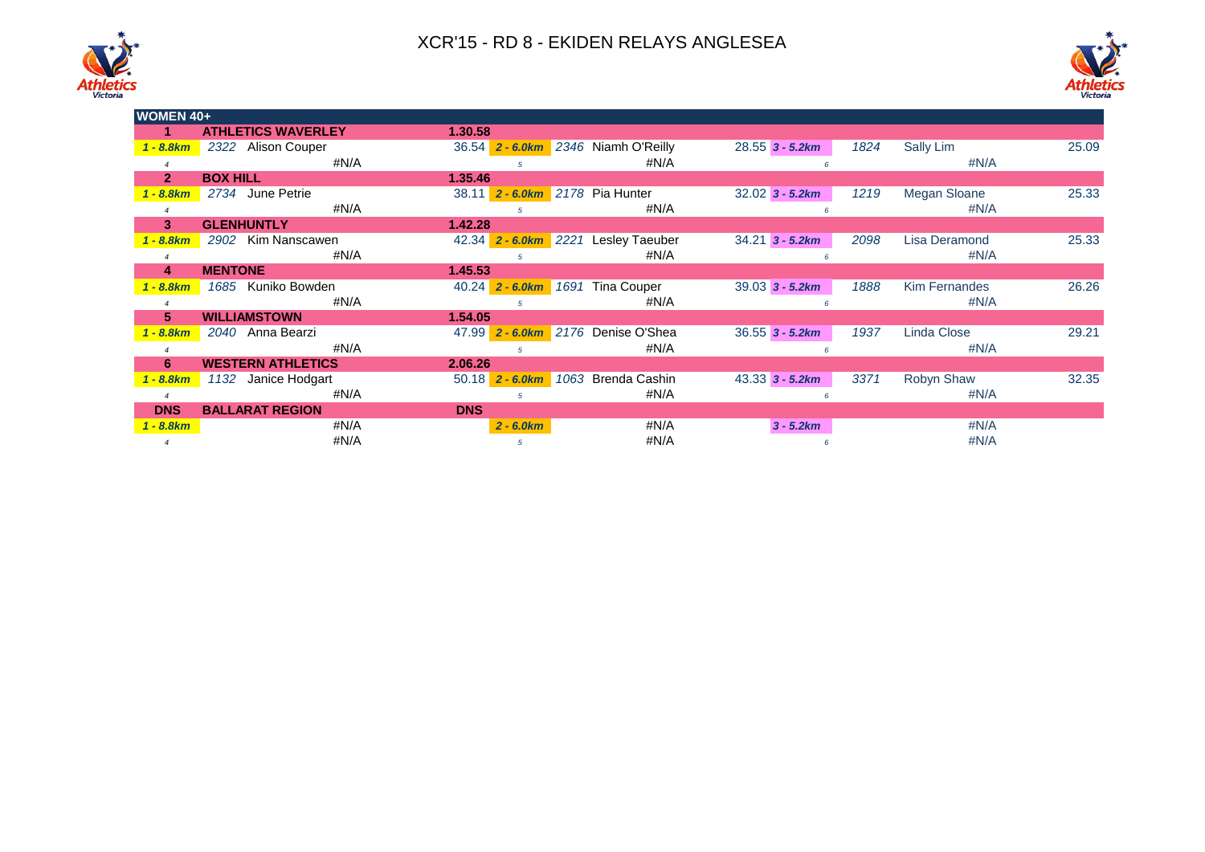# XCR'15 - RD 8 - EKIDEN RELAYS ANGLESEA

| WOMEN 40+ | | | | | | | | | | |
|---|---|---|---|---|---|---|---|---|---|---|
| **1** | **ATHLETICS WAVERLEY** | | **1.30.58** | | | | | | | |
| *1 - 8.8km* | *2322* | Alison Couper | 36.54 | *2 - 6.0km* | *2346* Niamh O'Reilly | 28.55 | *3 - 5.2km* | *1824* | Sally Lim | 25.09 |
| *4* | | #N/A | | *5* | #N/A | | *6* | | #N/A | |
| **2** | **BOX HILL** | | **1.35.46** | | | | | | | |
| *1 - 8.8km* | *2734* | June Petrie | 38.11 | *2 - 6.0km* | *2178* Pia Hunter | 32.02 | *3 - 5.2km* | *1219* | Megan Sloane | 25.33 |
| *4* | | #N/A | | *5* | #N/A | | *6* | | #N/A | |
| **3** | **GLENHUNTLY** | | **1.42.28** | | | | | | | |
| *1 - 8.8km* | *2902* | Kim Nanscawen | 42.34 | *2 - 6.0km* | *2221* Lesley Taeuber | 34.21 | *3 - 5.2km* | *2098* | Lisa Deramond | 25.33 |
| *4* | | #N/A | | *5* | #N/A | | *6* | | #N/A | |
| **4** | **MENTONE** | | **1.45.53** | | | | | | | |
| *1 - 8.8km* | *1685* | Kuniko Bowden | 40.24 | *2 - 6.0km* | *1691* Tina Couper | 39.03 | *3 - 5.2km* | *1888* | Kim Fernandes | 26.26 |
| *4* | | #N/A | | *5* | #N/A | | *6* | | #N/A | |
| **5** | **WILLIAMSTOWN** | | **1.54.05** | | | | | | | |
| *1 - 8.8km* | *2040* | Anna Bearzi | 47.99 | *2 - 6.0km* | *2176* Denise O'Shea | 36.55 | *3 - 5.2km* | *1937* | Linda Close | 29.21 |
| *4* | | #N/A | | *5* | #N/A | | *6* | | #N/A | |
| **6** | **WESTERN ATHLETICS** | | **2.06.26** | | | | | | | |
| *1 - 8.8km* | *1132* | Janice Hodgart | 50.18 | *2 - 6.0km* | *1063* Brenda Cashin | 43.33 | *3 - 5.2km* | *3371* | Robyn Shaw | 32.35 |
| *4* | | #N/A | | *5* | #N/A | | *6* | | #N/A | |
| **DNS** | **BALLARAT REGION** | | **DNS** | | | | | | | |
| *1 - 8.8km* | | #N/A | | *2 - 6.0km* | #N/A | | *3 - 5.2km* | | #N/A | |
| *4* | | #N/A | | *5* | #N/A | | *6* | | #N/A | |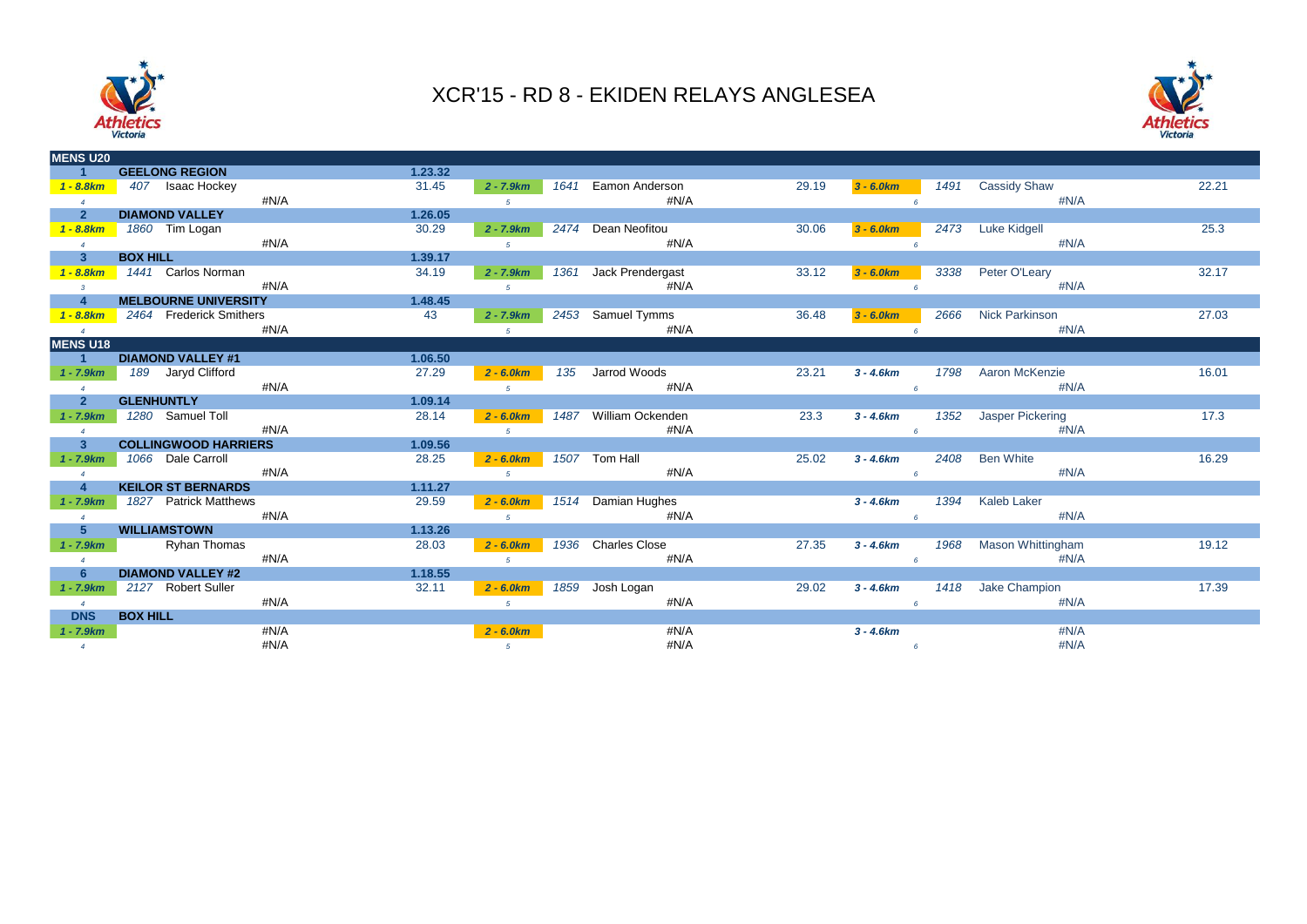# XCR'15 - RD 8 - EKIDEN RELAYS ANGLESEA

## MENS U20

| Place | Team / Leg | Bib | Name | Time | Leg | Bib | Name | Time | Leg | Bib | Name | Time |
|---|---|---|---|---|---|---|---|---|---|---|---|---|
| 1 | GEELONG REGION | | | 1.23.32 | | | | | | | | |
| 1 - 8.8km | | 407 | Isaac Hockey | 31.45 | 2 - 7.9km | 1641 | Eamon Anderson | 29.19 | 3 - 6.0km | 1491 | Cassidy Shaw | 22.21 |
| 4 | | | #N/A | | 5 | | #N/A | | 6 | | #N/A | |
| 2 | DIAMOND VALLEY | | | 1.26.05 | | | | | | | | |
| 1 - 8.8km | | 1860 | Tim Logan | 30.29 | 2 - 7.9km | 2474 | Dean Neofitou | 30.06 | 3 - 6.0km | 2473 | Luke Kidgell | 25.3 |
| 4 | | | #N/A | | 5 | | #N/A | | 6 | | #N/A | |
| 3 | BOX HILL | | | 1.39.17 | | | | | | | | |
| 1 - 8.8km | | 1441 | Carlos Norman | 34.19 | 2 - 7.9km | 1361 | Jack Prendergast | 33.12 | 3 - 6.0km | 3338 | Peter O'Leary | 32.17 |
| 3 | | | #N/A | | 5 | | #N/A | | 6 | | #N/A | |
| 4 | MELBOURNE UNIVERSITY | | | 1.48.45 | | | | | | | | |
| 1 - 8.8km | | 2464 | Frederick Smithers | 43 | 2 - 7.9km | 2453 | Samuel Tymms | 36.48 | 3 - 6.0km | 2666 | Nick Parkinson | 27.03 |
| 4 | | | #N/A | | 5 | | #N/A | | 6 | | #N/A | |

## MENS U18

| Place | Team / Leg | Bib | Name | Time | Leg | Bib | Name | Time | Leg | Bib | Name | Time |
|---|---|---|---|---|---|---|---|---|---|---|---|---|
| 1 | DIAMOND VALLEY #1 | | | 1.06.50 | | | | | | | | |
| 1 - 7.9km | | 189 | Jaryd Clifford | 27.29 | 2 - 6.0km | 135 | Jarrod Woods | 23.21 | 3 - 4.6km | 1798 | Aaron McKenzie | 16.01 |
| 4 | | | #N/A | | 5 | | #N/A | | 6 | | #N/A | |
| 2 | GLENHUNTLY | | | 1.09.14 | | | | | | | | |
| 1 - 7.9km | | 1280 | Samuel Toll | 28.14 | 2 - 6.0km | 1487 | William Ockenden | 23.3 | 3 - 4.6km | 1352 | Jasper Pickering | 17.3 |
| 4 | | | #N/A | | 5 | | #N/A | | 6 | | #N/A | |
| 3 | COLLINGWOOD HARRIERS | | | 1.09.56 | | | | | | | | |
| 1 - 7.9km | | 1066 | Dale Carroll | 28.25 | 2 - 6.0km | 1507 | Tom Hall | 25.02 | 3 - 4.6km | 2408 | Ben White | 16.29 |
| 4 | | | #N/A | | 5 | | #N/A | | 6 | | #N/A | |
| 4 | KEILOR ST BERNARDS | | | 1.11.27 | | | | | | | | |
| 1 - 7.9km | | 1827 | Patrick Matthews | 29.59 | 2 - 6.0km | 1514 | Damian Hughes | | 3 - 4.6km | 1394 | Kaleb Laker | |
| 4 | | | #N/A | | 5 | | #N/A | | 6 | | #N/A | |
| 5 | WILLIAMSTOWN | | | 1.13.26 | | | | | | | | |
| 1 - 7.9km | | | Ryhan Thomas | 28.03 | 2 - 6.0km | 1936 | Charles Close | 27.35 | 3 - 4.6km | 1968 | Mason Whittingham | 19.12 |
| 4 | | | #N/A | | 5 | | #N/A | | 6 | | #N/A | |
| 6 | DIAMOND VALLEY #2 | | | 1.18.55 | | | | | | | | |
| 1 - 7.9km | | 2127 | Robert Suller | 32.11 | 2 - 6.0km | 1859 | Josh Logan | 29.02 | 3 - 4.6km | 1418 | Jake Champion | 17.39 |
| 4 | | | #N/A | | 5 | | #N/A | | 6 | | #N/A | |
| DNS | BOX HILL | | | | | | | | | | | |
| 1 - 7.9km | | | #N/A | | 2 - 6.0km | | #N/A | | 3 - 4.6km | | #N/A | |
| 4 | | | #N/A | | 5 | | #N/A | | 6 | | #N/A | |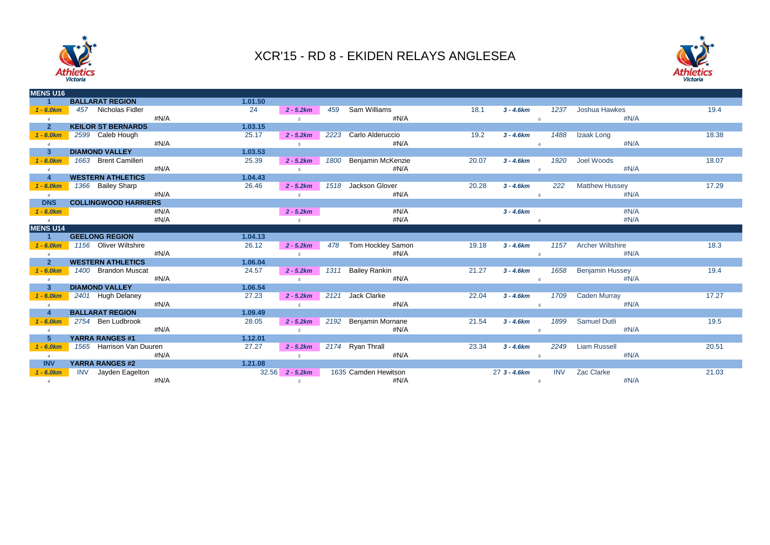# XCR'15 - RD 8 - EKIDEN RELAYS ANGLESEA

## MENS U16

| Place / Leg | No. | Team / Runner | Time | Leg | No. | Runner | Time | Leg | No. | Runner | Time |
|---|---|---|---|---|---|---|---|---|---|---|---|
| 1 | | BALLARAT REGION | 1.01.50 | | | | | | | | |
| 1 - 6.0km | 457 | Nicholas Fidler | 24 | 2 - 5.2km | 459 | Sam Williams | 18.1 | 3 - 4.6km | 1237 | Joshua Hawkes | 19.4 |
| 4 | | #N/A | | 5 | | #N/A | | 6 | | #N/A | |
| 2 | | KEILOR ST BERNARDS | 1.03.15 | | | | | | | | |
| 1 - 6.0km | 2599 | Caleb Hough | 25.17 | 2 - 5.2km | 2223 | Carlo Alderuccio | 19.2 | 3 - 4.6km | 1488 | Izaak Long | 18.38 |
| 4 | | #N/A | | 5 | | #N/A | | 6 | | #N/A | |
| 3 | | DIAMOND VALLEY | 1.03.53 | | | | | | | | |
| 1 - 6.0km | 1663 | Brent Camilleri | 25.39 | 2 - 5.2km | 1800 | Benjamin McKenzie | 20.07 | 3 - 4.6km | 1920 | Joel Woods | 18.07 |
| 4 | | #N/A | | 5 | | #N/A | | 6 | | #N/A | |
| 4 | | WESTERN ATHLETICS | 1.04.43 | | | | | | | | |
| 1 - 6.0km | 1366 | Bailey Sharp | 26.46 | 2 - 5.2km | 1518 | Jackson Glover | 20.28 | 3 - 4.6km | 222 | Matthew Hussey | 17.29 |
| 4 | | #N/A | | 5 | | #N/A | | 6 | | #N/A | |
| DNS | | COLLINGWOOD HARRIERS | | | | | | | | | |
| 1 - 6.0km | | #N/A | | 2 - 5.2km | | #N/A | | 3 - 4.6km | | #N/A | |
| 4 | | #N/A | | 5 | | #N/A | | 6 | | #N/A | |

## MENS U14

| Place / Leg | No. | Team / Runner | Time | Leg | No. | Runner | Time | Leg | No. | Runner | Time |
|---|---|---|---|---|---|---|---|---|---|---|---|
| 1 | | GEELONG REGION | 1.04.13 | | | | | | | | |
| 1 - 6.0km | 1156 | Oliver Wiltshire | 26.12 | 2 - 5.2km | 478 | Tom Hockley Samon | 19.18 | 3 - 4.6km | 1157 | Archer Wiltshire | 18.3 |
| 4 | | #N/A | | 5 | | #N/A | | 6 | | #N/A | |
| 2 | | WESTERN ATHLETICS | 1.06.04 | | | | | | | | |
| 1 - 6.0km | 1400 | Brandon Muscat | 24.57 | 2 - 5.2km | 1311 | Bailey Rankin | 21.27 | 3 - 4.6km | 1658 | Benjamin Hussey | 19.4 |
| 4 | | #N/A | | 5 | | #N/A | | 6 | | #N/A | |
| 3 | | DIAMOND VALLEY | 1.06.54 | | | | | | | | |
| 1 - 6.0km | 2401 | Hugh Delaney | 27.23 | 2 - 5.2km | 2121 | Jack Clarke | 22.04 | 3 - 4.6km | 1709 | Caden Murray | 17.27 |
| 4 | | #N/A | | 5 | | #N/A | | 6 | | #N/A | |
| 4 | | BALLARAT REGION | 1.09.49 | | | | | | | | |
| 1 - 6.0km | 2754 | Ben Ludbrook | 28.05 | 2 - 5.2km | 2192 | Benjamin Mornane | 21.54 | 3 - 4.6km | 1899 | Samuel Dutli | 19.5 |
| 4 | | #N/A | | 5 | | #N/A | | 6 | | #N/A | |
| 5 | | YARRA RANGES #1 | 1.12.01 | | | | | | | | |
| 1 - 6.0km | 1565 | Harrison Van Duuren | 27.27 | 2 - 5.2km | 2174 | Ryan Thrall | 23.34 | 3 - 4.6km | 2249 | Liam Russell | 20.51 |
| 4 | | #N/A | | 5 | | #N/A | | 6 | | #N/A | |
| INV | | YARRA RANGES #2 | 1.21.08 | | | | | | | | |
| 1 - 6.0km | INV | Jayden Eagelton | 32.56 | 2 - 5.2km | 1635 | Camden Hewitson | 27 | 3 - 4.6km | INV | Zac Clarke | 21.03 |
| 4 | | #N/A | | 5 | | #N/A | | 6 | | #N/A | |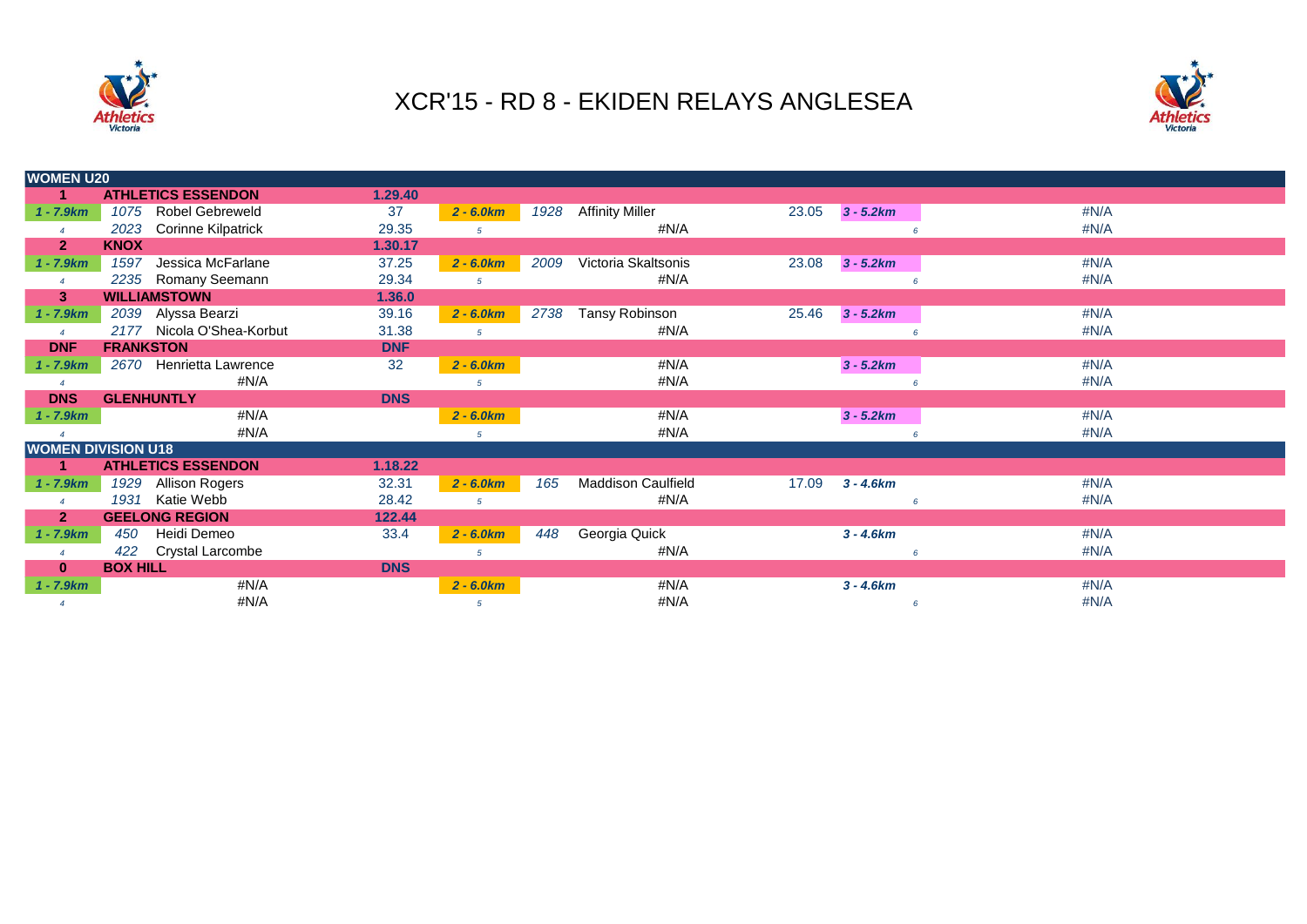# XCR'15 - RD 8 - EKIDEN RELAYS ANGLESEA

| | | | | | | | | | | |
|---|---|---|---|---|---|---|---|---|---|---|
| **WOMEN U20** | | | | | | | | | | |
| **1** | | **ATHLETICS ESSENDON** | **1.29.40** | | | | | | | |
| *1 - 7.9km* | *1075* | Robel Gebreweld | 37 | *2 - 6.0km* | *1928* | Affinity Miller | 23.05 | *3 - 5.2km* | | #N/A |
| *4* | *2023* | Corinne Kilpatrick | 29.35 | *5* | | #N/A | | *6* | | #N/A |
| **2** | | **KNOX** | **1.30.17** | | | | | | | |
| *1 - 7.9km* | *1597* | Jessica McFarlane | 37.25 | *2 - 6.0km* | *2009* | Victoria Skaltsonis | 23.08 | *3 - 5.2km* | | #N/A |
| *4* | *2235* | Romany Seemann | 29.34 | *5* | | #N/A | | *6* | | #N/A |
| **3** | | **WILLIAMSTOWN** | **1.36.0** | | | | | | | |
| *1 - 7.9km* | *2039* | Alyssa Bearzi | 39.16 | *2 - 6.0km* | *2738* | Tansy Robinson | 25.46 | *3 - 5.2km* | | #N/A |
| *4* | *2177* | Nicola O'Shea-Korbut | 31.38 | *5* | | #N/A | | *6* | | #N/A |
| **DNF** | | **FRANKSTON** | **DNF** | | | | | | | |
| *1 - 7.9km* | *2670* | Henrietta Lawrence | 32 | *2 - 6.0km* | | #N/A | | *3 - 5.2km* | | #N/A |
| *4* | | #N/A | | *5* | | #N/A | | *6* | | #N/A |
| **DNS** | | **GLENHUNTLY** | **DNS** | | | | | | | |
| *1 - 7.9km* | | #N/A | | *2 - 6.0km* | | #N/A | | *3 - 5.2km* | | #N/A |
| *4* | | #N/A | | *5* | | #N/A | | *6* | | #N/A |
| **WOMEN DIVISION U18** | | | | | | | | | | |
| **1** | | **ATHLETICS ESSENDON** | **1.18.22** | | | | | | | |
| *1 - 7.9km* | *1929* | Allison Rogers | 32.31 | *2 - 6.0km* | *165* | Maddison Caulfield | 17.09 | *3 - 4.6km* | | #N/A |
| *4* | *1931* | Katie Webb | 28.42 | *5* | | #N/A | | *6* | | #N/A |
| **2** | | **GEELONG REGION** | **122.44** | | | | | | | |
| *1 - 7.9km* | *450* | Heidi Demeo | 33.4 | *2 - 6.0km* | *448* | Georgia Quick | | *3 - 4.6km* | | #N/A |
| *4* | *422* | Crystal Larcombe | | *5* | | #N/A | | *6* | | #N/A |
| **0** | | **BOX HILL** | **DNS** | | | | | | | |
| *1 - 7.9km* | | #N/A | | *2 - 6.0km* | | #N/A | | *3 - 4.6km* | | #N/A |
| *4* | | #N/A | | *5* | | #N/A | | *6* | | #N/A |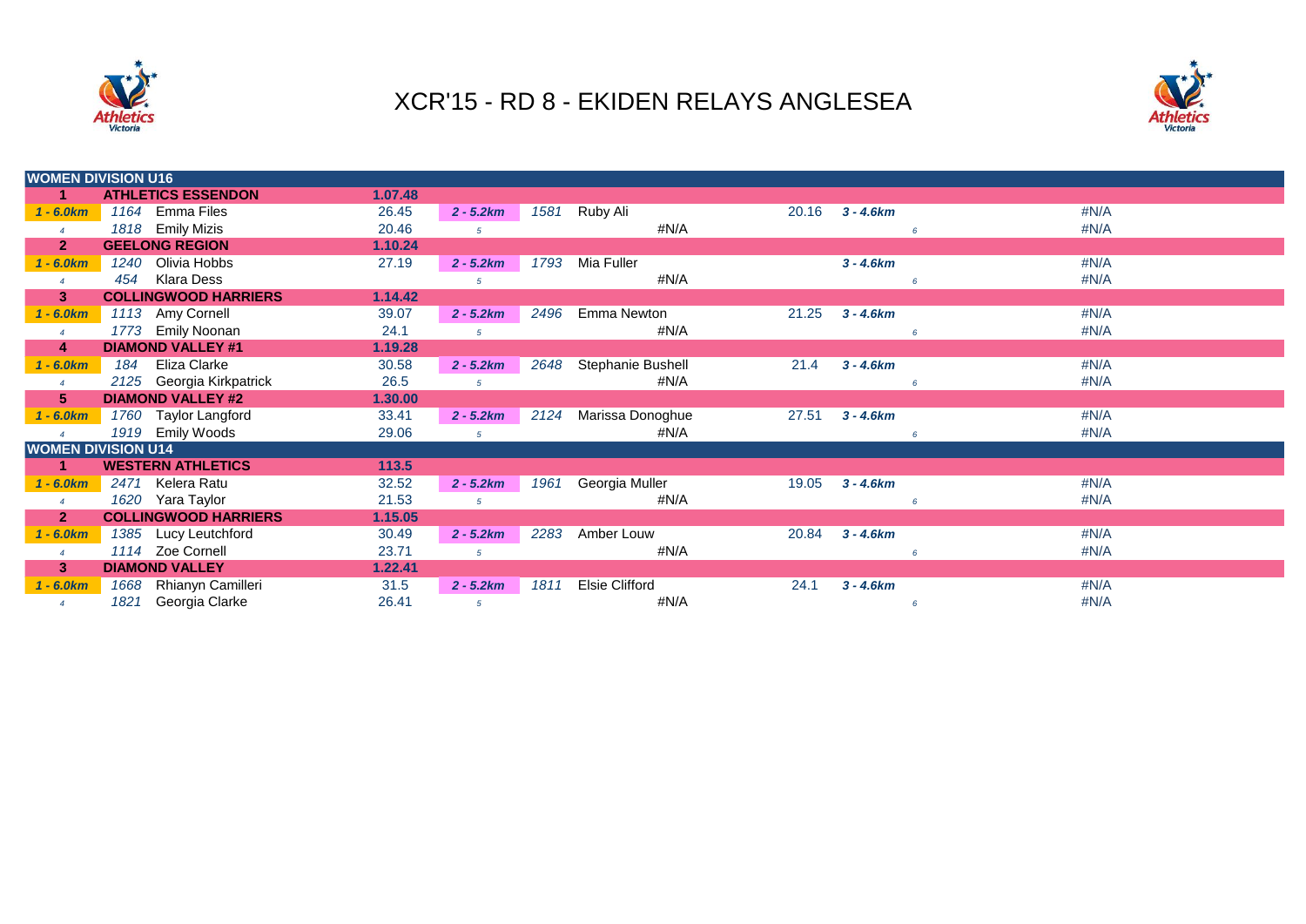# XCR'15 - RD 8 - EKIDEN RELAYS ANGLESEA

| | | | | | | | | | |
|---|---|---|---|---|---|---|---|---|---|
| **WOMEN DIVISION U16** | | | | | | | | | |
| **1** | | **ATHLETICS ESSENDON** | **1.07.48** | | | | | | |
| *1 - 6.0km* | *1164* | Emma Files | 26.45 | *2 - 5.2km* | *1581* | Ruby Ali | 20.16 | *3 - 4.6km* | #N/A |
| *4* | *1818* | Emily Mizis | 20.46 | *5* | | #N/A | | *6* | #N/A |
| **2** | | **GEELONG REGION** | **1.10.24** | | | | | | |
| *1 - 6.0km* | *1240* | Olivia Hobbs | 27.19 | *2 - 5.2km* | *1793* | Mia Fuller | | *3 - 4.6km* | #N/A |
| *4* | *454* | Klara Dess | | *5* | | #N/A | | *6* | #N/A |
| **3** | | **COLLINGWOOD HARRIERS** | **1.14.42** | | | | | | |
| *1 - 6.0km* | *1113* | Amy Cornell | 39.07 | *2 - 5.2km* | *2496* | Emma Newton | 21.25 | *3 - 4.6km* | #N/A |
| *4* | *1773* | Emily Noonan | 24.1 | *5* | | #N/A | | *6* | #N/A |
| **4** | | **DIAMOND VALLEY #1** | **1.19.28** | | | | | | |
| *1 - 6.0km* | *184* | Eliza Clarke | 30.58 | *2 - 5.2km* | *2648* | Stephanie Bushell | 21.4 | *3 - 4.6km* | #N/A |
| *4* | *2125* | Georgia Kirkpatrick | 26.5 | *5* | | #N/A | | *6* | #N/A |
| **5** | | **DIAMOND VALLEY #2** | **1.30.00** | | | | | | |
| *1 - 6.0km* | *1760* | Taylor Langford | 33.41 | *2 - 5.2km* | *2124* | Marissa Donoghue | 27.51 | *3 - 4.6km* | #N/A |
| *4* | *1919* | Emily Woods | 29.06 | *5* | | #N/A | | *6* | #N/A |
| **WOMEN DIVISION U14** | | | | | | | | | |
| **1** | | **WESTERN ATHLETICS** | **113.5** | | | | | | |
| *1 - 6.0km* | *2471* | Kelera Ratu | 32.52 | *2 - 5.2km* | *1961* | Georgia Muller | 19.05 | *3 - 4.6km* | #N/A |
| *4* | *1620* | Yara Taylor | 21.53 | *5* | | #N/A | | *6* | #N/A |
| **2** | | **COLLINGWOOD HARRIERS** | **1.15.05** | | | | | | |
| *1 - 6.0km* | *1385* | Lucy Leutchford | 30.49 | *2 - 5.2km* | *2283* | Amber Louw | 20.84 | *3 - 4.6km* | #N/A |
| *4* | *1114* | Zoe Cornell | 23.71 | *5* | | #N/A | | *6* | #N/A |
| **3** | | **DIAMOND VALLEY** | **1.22.41** | | | | | | |
| *1 - 6.0km* | *1668* | Rhianyn Camilleri | 31.5 | *2 - 5.2km* | *1811* | Elsie Clifford | 24.1 | *3 - 4.6km* | #N/A |
| *4* | *1821* | Georgia Clarke | 26.41 | *5* | | #N/A | | *6* | #N/A |